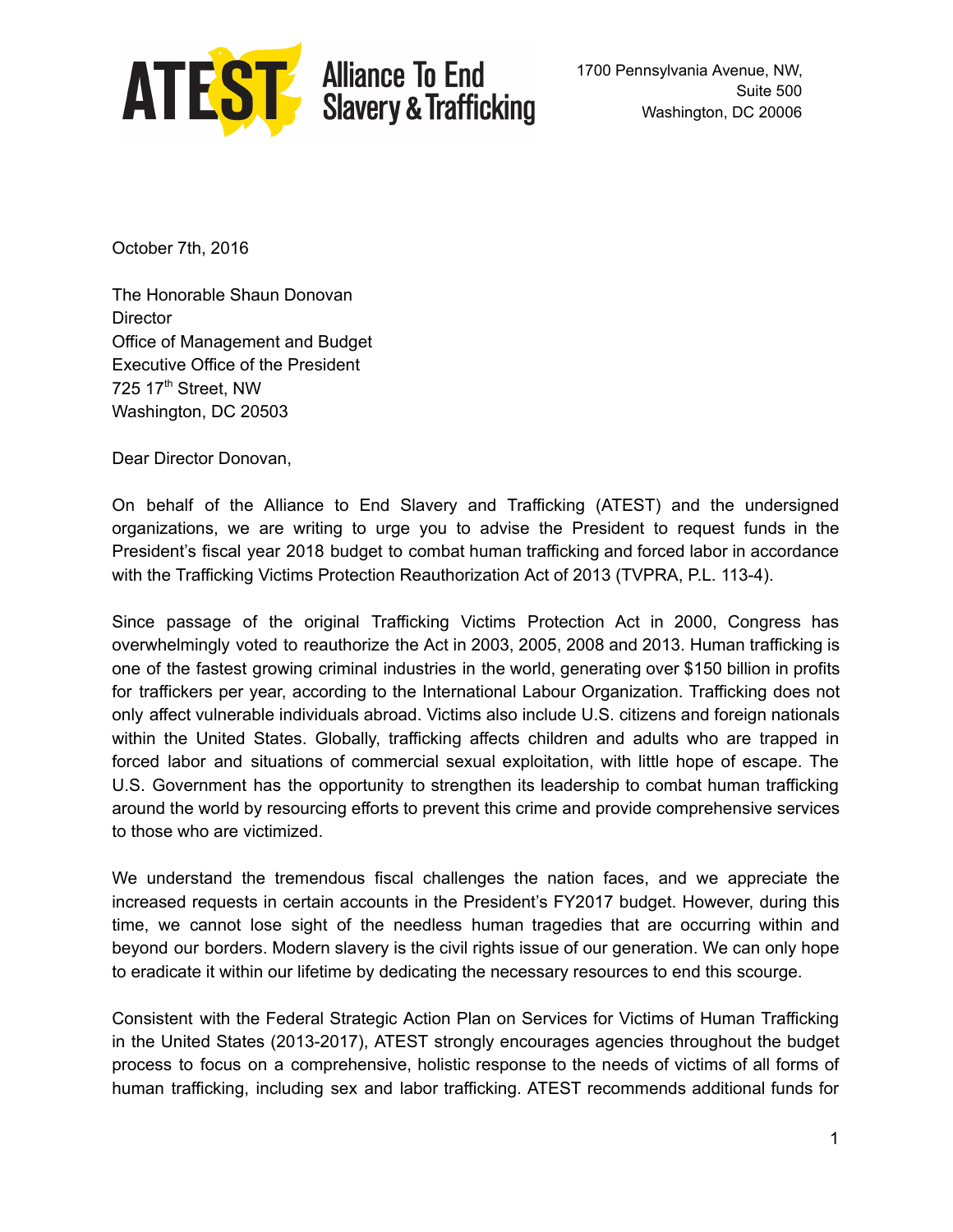ATEST Alliance To End Slavery & Trafficking

1700 Pennsylvania Avenue, NW,
Suite 500
Washington, DC 20006

October 7th, 2016

The Honorable Shaun Donovan
Director
Office of Management and Budget
Executive Office of the President
725 17th Street, NW
Washington, DC 20503

Dear Director Donovan,

On behalf of the Alliance to End Slavery and Trafficking (ATEST) and the undersigned organizations, we are writing to urge you to advise the President to request funds in the President's fiscal year 2018 budget to combat human trafficking and forced labor in accordance with the Trafficking Victims Protection Reauthorization Act of 2013 (TVPRA, P.L. 113-4).

Since passage of the original Trafficking Victims Protection Act in 2000, Congress has overwhelmingly voted to reauthorize the Act in 2003, 2005, 2008 and 2013. Human trafficking is one of the fastest growing criminal industries in the world, generating over $150 billion in profits for traffickers per year, according to the International Labour Organization. Trafficking does not only affect vulnerable individuals abroad. Victims also include U.S. citizens and foreign nationals within the United States. Globally, trafficking affects children and adults who are trapped in forced labor and situations of commercial sexual exploitation, with little hope of escape. The U.S. Government has the opportunity to strengthen its leadership to combat human trafficking around the world by resourcing efforts to prevent this crime and provide comprehensive services to those who are victimized.

We understand the tremendous fiscal challenges the nation faces, and we appreciate the increased requests in certain accounts in the President's FY2017 budget. However, during this time, we cannot lose sight of the needless human tragedies that are occurring within and beyond our borders. Modern slavery is the civil rights issue of our generation. We can only hope to eradicate it within our lifetime by dedicating the necessary resources to end this scourge.

Consistent with the Federal Strategic Action Plan on Services for Victims of Human Trafficking in the United States (2013-2017), ATEST strongly encourages agencies throughout the budget process to focus on a comprehensive, holistic response to the needs of victims of all forms of human trafficking, including sex and labor trafficking. ATEST recommends additional funds for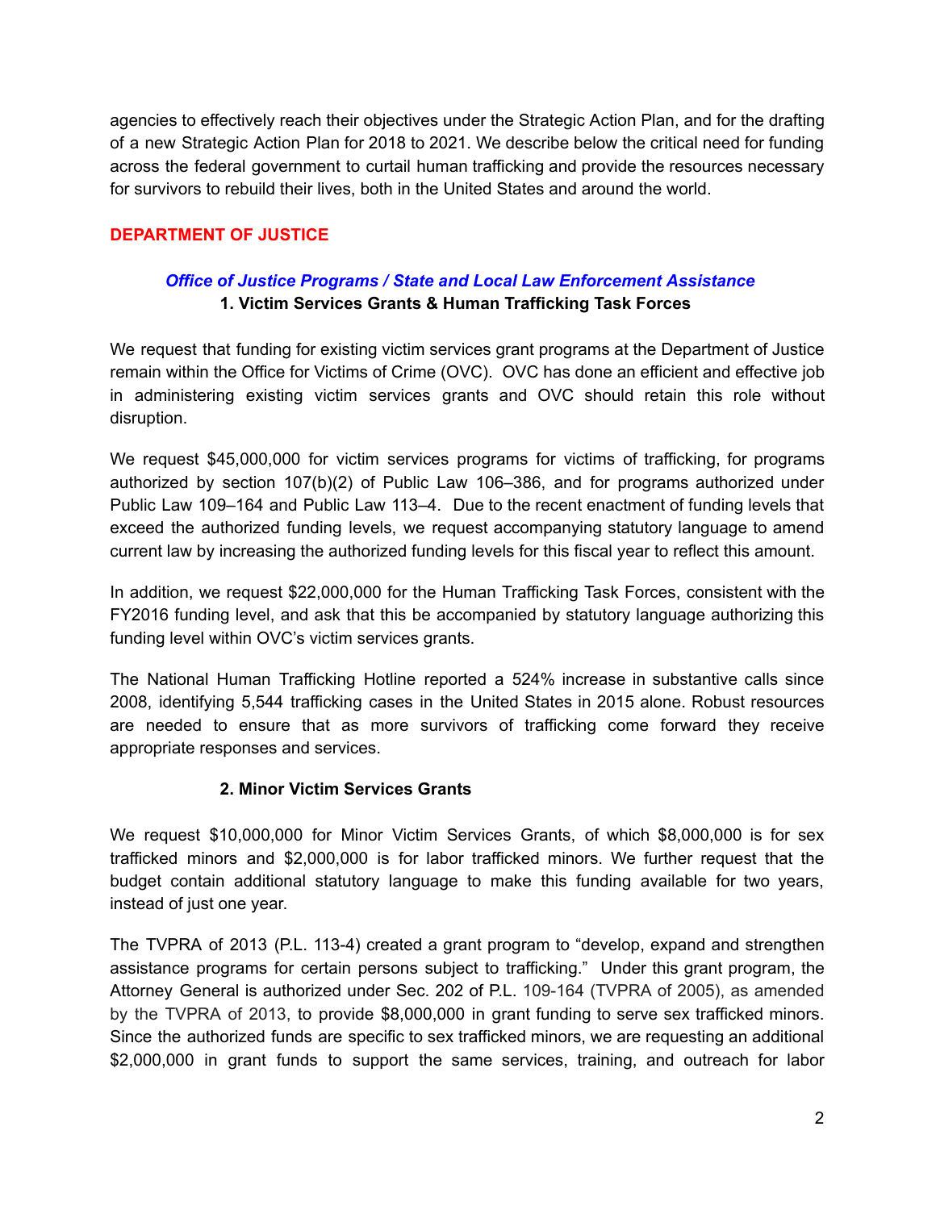agencies to effectively reach their objectives under the Strategic Action Plan, and for the drafting of a new Strategic Action Plan for 2018 to 2021. We describe below the critical need for funding across the federal government to curtail human trafficking and provide the resources necessary for survivors to rebuild their lives, both in the United States and around the world.

## DEPARTMENT OF JUSTICE

### *Office of Justice Programs / State and Local Law Enforcement Assistance*

#### 1. Victim Services Grants & Human Trafficking Task Forces

We request that funding for existing victim services grant programs at the Department of Justice remain within the Office for Victims of Crime (OVC). OVC has done an efficient and effective job in administering existing victim services grants and OVC should retain this role without disruption.

We request $45,000,000 for victim services programs for victims of trafficking, for programs authorized by section 107(b)(2) of Public Law 106–386, and for programs authorized under Public Law 109–164 and Public Law 113–4. Due to the recent enactment of funding levels that exceed the authorized funding levels, we request accompanying statutory language to amend current law by increasing the authorized funding levels for this fiscal year to reflect this amount.

In addition, we request $22,000,000 for the Human Trafficking Task Forces, consistent with the FY2016 funding level, and ask that this be accompanied by statutory language authorizing this funding level within OVC's victim services grants.

The National Human Trafficking Hotline reported a 524% increase in substantive calls since 2008, identifying 5,544 trafficking cases in the United States in 2015 alone. Robust resources are needed to ensure that as more survivors of trafficking come forward they receive appropriate responses and services.

#### 2. Minor Victim Services Grants

We request $10,000,000 for Minor Victim Services Grants, of which $8,000,000 is for sex trafficked minors and $2,000,000 is for labor trafficked minors. We further request that the budget contain additional statutory language to make this funding available for two years, instead of just one year.

The TVPRA of 2013 (P.L. 113-4) created a grant program to "develop, expand and strengthen assistance programs for certain persons subject to trafficking." Under this grant program, the Attorney General is authorized under Sec. 202 of P.L. 109-164 (TVPRA of 2005), as amended by the TVPRA of 2013, to provide $8,000,000 in grant funding to serve sex trafficked minors. Since the authorized funds are specific to sex trafficked minors, we are requesting an additional $2,000,000 in grant funds to support the same services, training, and outreach for labor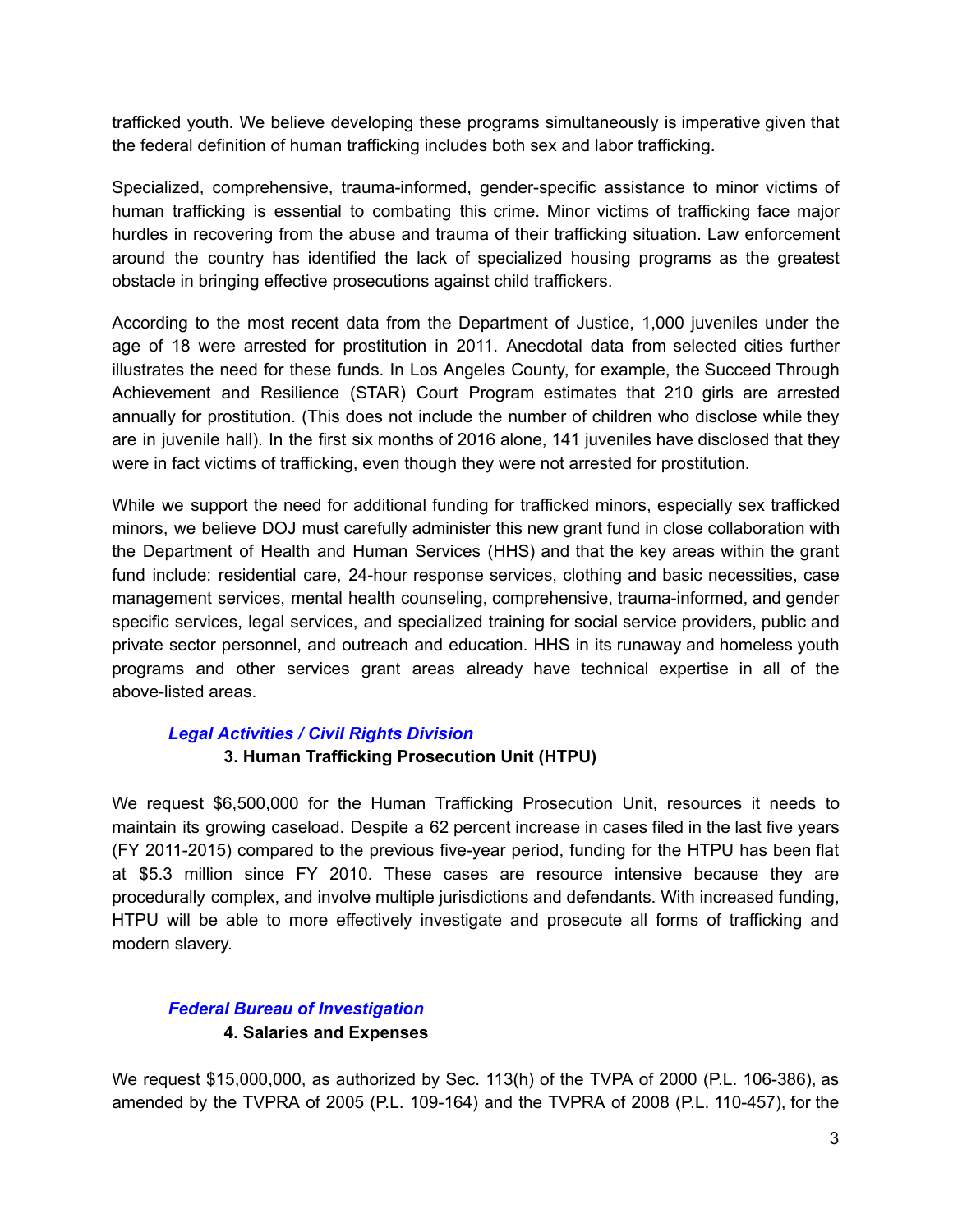trafficked youth. We believe developing these programs simultaneously is imperative given that the federal definition of human trafficking includes both sex and labor trafficking.

Specialized, comprehensive, trauma-informed, gender-specific assistance to minor victims of human trafficking is essential to combating this crime. Minor victims of trafficking face major hurdles in recovering from the abuse and trauma of their trafficking situation. Law enforcement around the country has identified the lack of specialized housing programs as the greatest obstacle in bringing effective prosecutions against child traffickers.

According to the most recent data from the Department of Justice, 1,000 juveniles under the age of 18 were arrested for prostitution in 2011. Anecdotal data from selected cities further illustrates the need for these funds. In Los Angeles County, for example, the Succeed Through Achievement and Resilience (STAR) Court Program estimates that 210 girls are arrested annually for prostitution. (This does not include the number of children who disclose while they are in juvenile hall). In the first six months of 2016 alone, 141 juveniles have disclosed that they were in fact victims of trafficking, even though they were not arrested for prostitution.

While we support the need for additional funding for trafficked minors, especially sex trafficked minors, we believe DOJ must carefully administer this new grant fund in close collaboration with the Department of Health and Human Services (HHS) and that the key areas within the grant fund include: residential care, 24-hour response services, clothing and basic necessities, case management services, mental health counseling, comprehensive, trauma-informed, and gender specific services, legal services, and specialized training for social service providers, public and private sector personnel, and outreach and education. HHS in its runaway and homeless youth programs and other services grant areas already have technical expertise in all of the above-listed areas.

### *Legal Activities / Civil Rights Division*

**3. Human Trafficking Prosecution Unit (HTPU)**

We request $6,500,000 for the Human Trafficking Prosecution Unit, resources it needs to maintain its growing caseload. Despite a 62 percent increase in cases filed in the last five years (FY 2011-2015) compared to the previous five-year period, funding for the HTPU has been flat at $5.3 million since FY 2010. These cases are resource intensive because they are procedurally complex, and involve multiple jurisdictions and defendants. With increased funding, HTPU will be able to more effectively investigate and prosecute all forms of trafficking and modern slavery.

### *Federal Bureau of Investigation*

**4. Salaries and Expenses**

We request $15,000,000, as authorized by Sec. 113(h) of the TVPA of 2000 (P.L. 106-386), as amended by the TVPRA of 2005 (P.L. 109-164) and the TVPRA of 2008 (P.L. 110-457), for the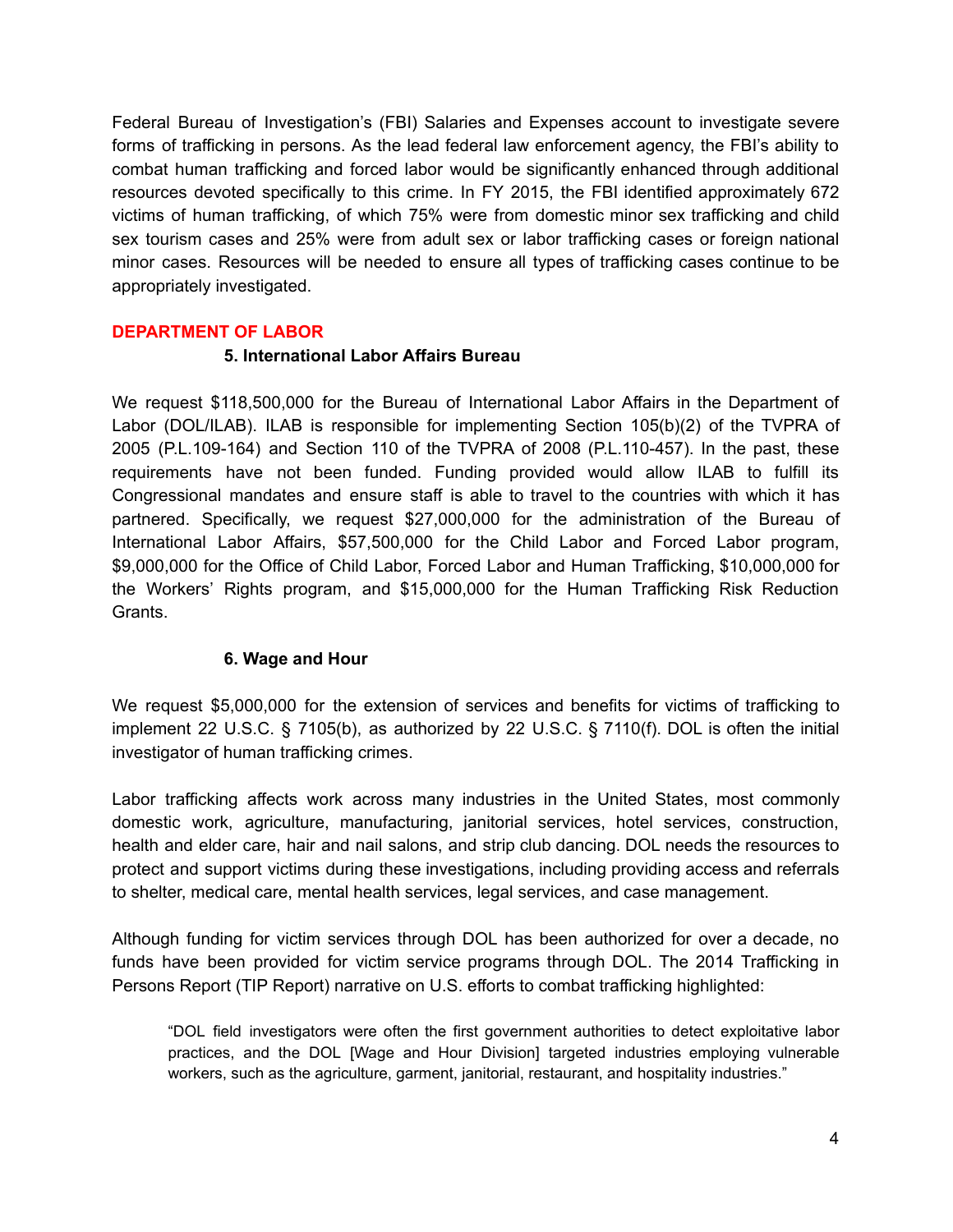Federal Bureau of Investigation's (FBI) Salaries and Expenses account to investigate severe forms of trafficking in persons. As the lead federal law enforcement agency, the FBI's ability to combat human trafficking and forced labor would be significantly enhanced through additional resources devoted specifically to this crime. In FY 2015, the FBI identified approximately 672 victims of human trafficking, of which 75% were from domestic minor sex trafficking and child sex tourism cases and 25% were from adult sex or labor trafficking cases or foreign national minor cases. Resources will be needed to ensure all types of trafficking cases continue to be appropriately investigated.

## DEPARTMENT OF LABOR

### 5. International Labor Affairs Bureau

We request $118,500,000 for the Bureau of International Labor Affairs in the Department of Labor (DOL/ILAB). ILAB is responsible for implementing Section 105(b)(2) of the TVPRA of 2005 (P.L.109-164) and Section 110 of the TVPRA of 2008 (P.L.110-457). In the past, these requirements have not been funded. Funding provided would allow ILAB to fulfill its Congressional mandates and ensure staff is able to travel to the countries with which it has partnered. Specifically, we request $27,000,000 for the administration of the Bureau of International Labor Affairs, $57,500,000 for the Child Labor and Forced Labor program, $9,000,000 for the Office of Child Labor, Forced Labor and Human Trafficking, $10,000,000 for the Workers' Rights program, and $15,000,000 for the Human Trafficking Risk Reduction Grants.

### 6. Wage and Hour

We request $5,000,000 for the extension of services and benefits for victims of trafficking to implement 22 U.S.C. § 7105(b), as authorized by 22 U.S.C. § 7110(f). DOL is often the initial investigator of human trafficking crimes.

Labor trafficking affects work across many industries in the United States, most commonly domestic work, agriculture, manufacturing, janitorial services, hotel services, construction, health and elder care, hair and nail salons, and strip club dancing. DOL needs the resources to protect and support victims during these investigations, including providing access and referrals to shelter, medical care, mental health services, legal services, and case management.

Although funding for victim services through DOL has been authorized for over a decade, no funds have been provided for victim service programs through DOL. The 2014 Trafficking in Persons Report (TIP Report) narrative on U.S. efforts to combat trafficking highlighted:

> "DOL field investigators were often the first government authorities to detect exploitative labor practices, and the DOL [Wage and Hour Division] targeted industries employing vulnerable workers, such as the agriculture, garment, janitorial, restaurant, and hospitality industries."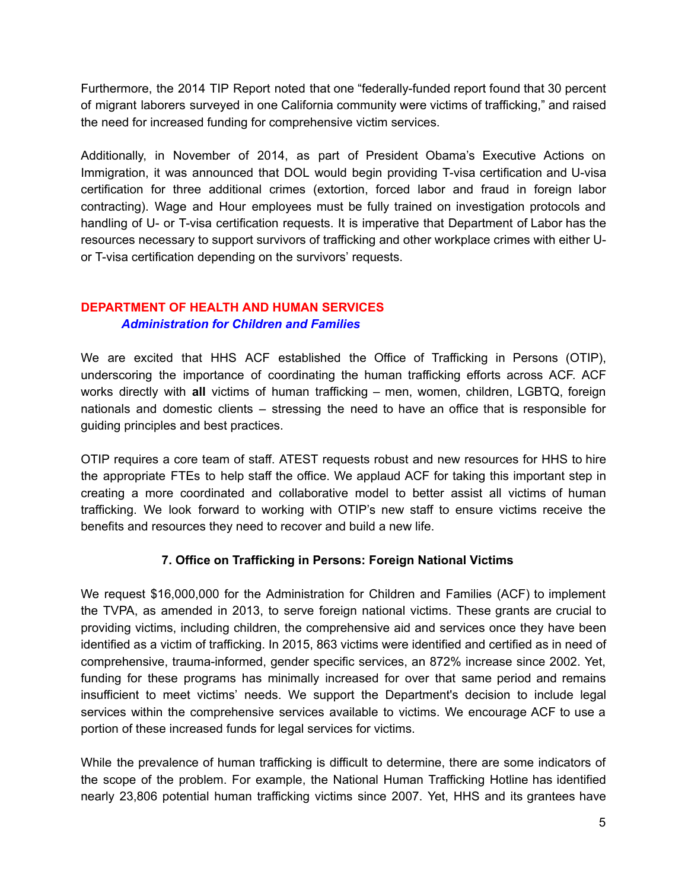Furthermore, the 2014 TIP Report noted that one "federally-funded report found that 30 percent of migrant laborers surveyed in one California community were victims of trafficking," and raised the need for increased funding for comprehensive victim services.

Additionally, in November of 2014, as part of President Obama's Executive Actions on Immigration, it was announced that DOL would begin providing T-visa certification and U-visa certification for three additional crimes (extortion, forced labor and fraud in foreign labor contracting). Wage and Hour employees must be fully trained on investigation protocols and handling of U- or T-visa certification requests. It is imperative that Department of Labor has the resources necessary to support survivors of trafficking and other workplace crimes with either U- or T-visa certification depending on the survivors' requests.

## DEPARTMENT OF HEALTH AND HUMAN SERVICES

### *Administration for Children and Families*

We are excited that HHS ACF established the Office of Trafficking in Persons (OTIP), underscoring the importance of coordinating the human trafficking efforts across ACF. ACF works directly with **all** victims of human trafficking – men, women, children, LGBTQ, foreign nationals and domestic clients – stressing the need to have an office that is responsible for guiding principles and best practices.

OTIP requires a core team of staff. ATEST requests robust and new resources for HHS to hire the appropriate FTEs to help staff the office. We applaud ACF for taking this important step in creating a more coordinated and collaborative model to better assist all victims of human trafficking. We look forward to working with OTIP's new staff to ensure victims receive the benefits and resources they need to recover and build a new life.

### 7. Office on Trafficking in Persons: Foreign National Victims

We request $16,000,000 for the Administration for Children and Families (ACF) to implement the TVPA, as amended in 2013, to serve foreign national victims. These grants are crucial to providing victims, including children, the comprehensive aid and services once they have been identified as a victim of trafficking. In 2015, 863 victims were identified and certified as in need of comprehensive, trauma-informed, gender specific services, an 872% increase since 2002. Yet, funding for these programs has minimally increased for over that same period and remains insufficient to meet victims' needs. We support the Department's decision to include legal services within the comprehensive services available to victims. We encourage ACF to use a portion of these increased funds for legal services for victims.

While the prevalence of human trafficking is difficult to determine, there are some indicators of the scope of the problem. For example, the National Human Trafficking Hotline has identified nearly 23,806 potential human trafficking victims since 2007. Yet, HHS and its grantees have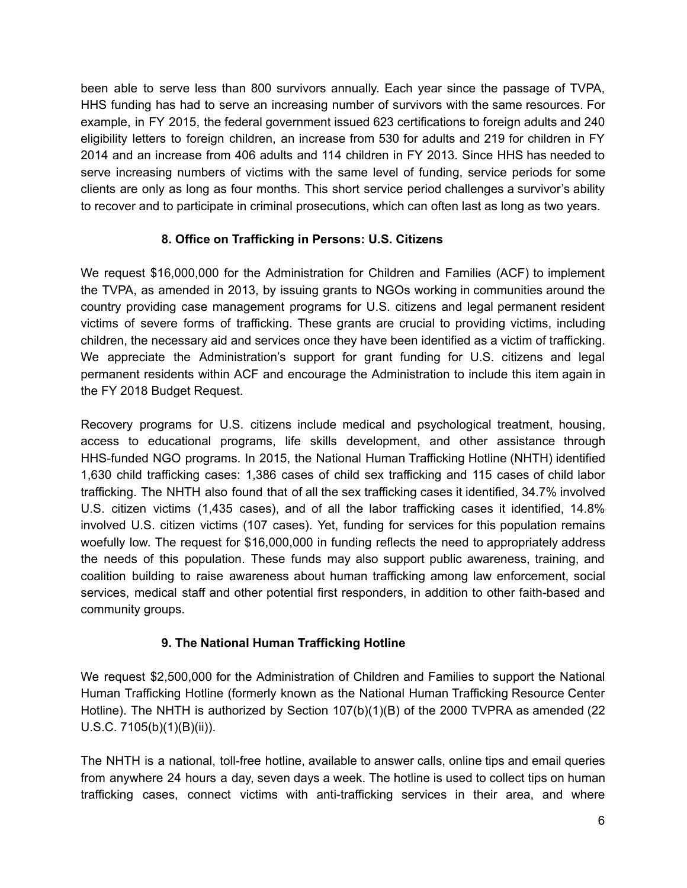been able to serve less than 800 survivors annually. Each year since the passage of TVPA, HHS funding has had to serve an increasing number of survivors with the same resources. For example, in FY 2015, the federal government issued 623 certifications to foreign adults and 240 eligibility letters to foreign children, an increase from 530 for adults and 219 for children in FY 2014 and an increase from 406 adults and 114 children in FY 2013. Since HHS has needed to serve increasing numbers of victims with the same level of funding, service periods for some clients are only as long as four months. This short service period challenges a survivor's ability to recover and to participate in criminal prosecutions, which can often last as long as two years.

### 8. Office on Trafficking in Persons: U.S. Citizens

We request $16,000,000 for the Administration for Children and Families (ACF) to implement the TVPA, as amended in 2013, by issuing grants to NGOs working in communities around the country providing case management programs for U.S. citizens and legal permanent resident victims of severe forms of trafficking. These grants are crucial to providing victims, including children, the necessary aid and services once they have been identified as a victim of trafficking. We appreciate the Administration's support for grant funding for U.S. citizens and legal permanent residents within ACF and encourage the Administration to include this item again in the FY 2018 Budget Request.

Recovery programs for U.S. citizens include medical and psychological treatment, housing, access to educational programs, life skills development, and other assistance through HHS-funded NGO programs. In 2015, the National Human Trafficking Hotline (NHTH) identified 1,630 child trafficking cases: 1,386 cases of child sex trafficking and 115 cases of child labor trafficking. The NHTH also found that of all the sex trafficking cases it identified, 34.7% involved U.S. citizen victims (1,435 cases), and of all the labor trafficking cases it identified, 14.8% involved U.S. citizen victims (107 cases). Yet, funding for services for this population remains woefully low. The request for $16,000,000 in funding reflects the need to appropriately address the needs of this population. These funds may also support public awareness, training, and coalition building to raise awareness about human trafficking among law enforcement, social services, medical staff and other potential first responders, in addition to other faith-based and community groups.

### 9. The National Human Trafficking Hotline

We request $2,500,000 for the Administration of Children and Families to support the National Human Trafficking Hotline (formerly known as the National Human Trafficking Resource Center Hotline). The NHTH is authorized by Section 107(b)(1)(B) of the 2000 TVPRA as amended (22 U.S.C. 7105(b)(1)(B)(ii)).

The NHTH is a national, toll-free hotline, available to answer calls, online tips and email queries from anywhere 24 hours a day, seven days a week. The hotline is used to collect tips on human trafficking cases, connect victims with anti-trafficking services in their area, and where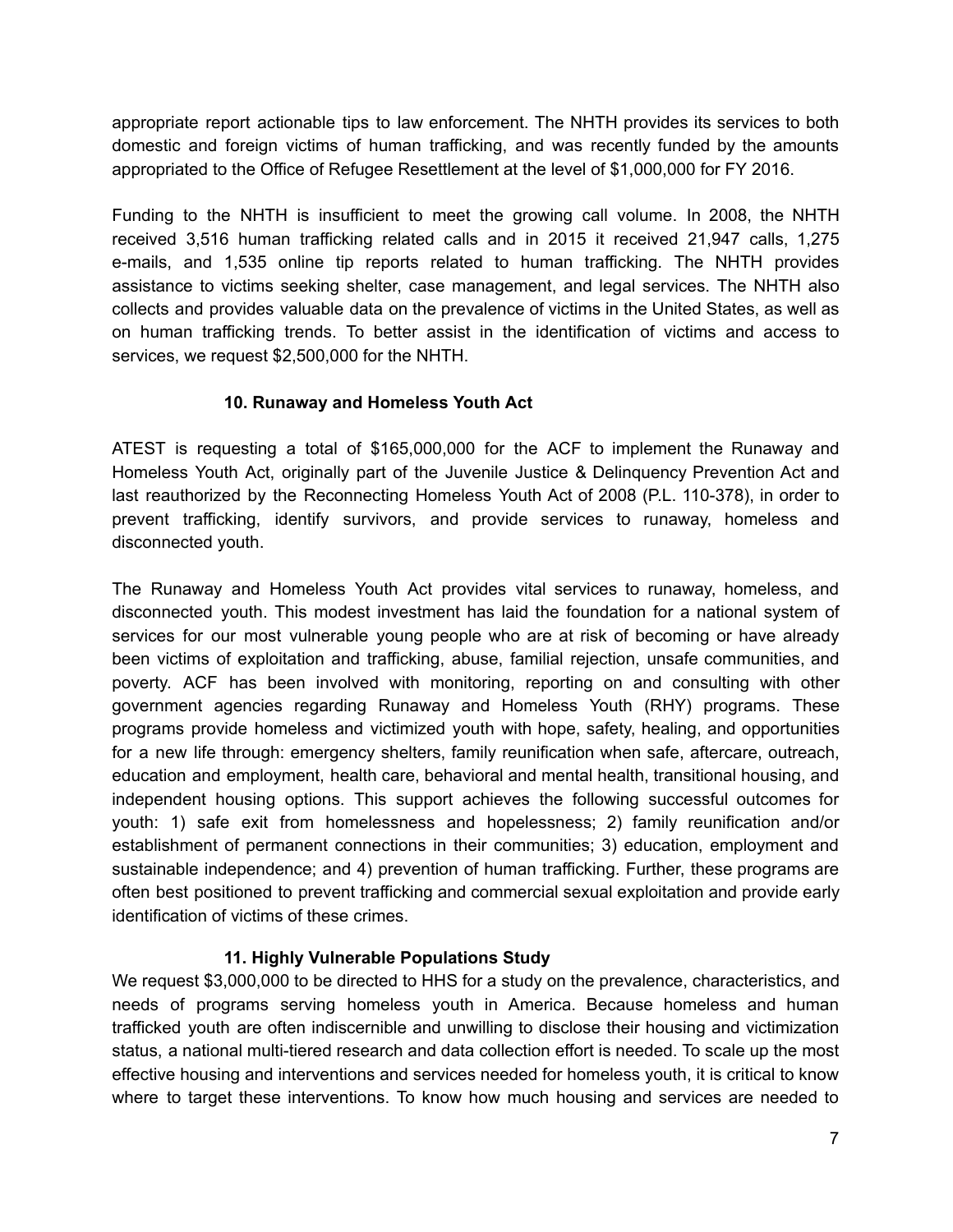appropriate report actionable tips to law enforcement. The NHTH provides its services to both domestic and foreign victims of human trafficking, and was recently funded by the amounts appropriated to the Office of Refugee Resettlement at the level of $1,000,000 for FY 2016.

Funding to the NHTH is insufficient to meet the growing call volume. In 2008, the NHTH received 3,516 human trafficking related calls and in 2015 it received 21,947 calls, 1,275 e-mails, and 1,535 online tip reports related to human trafficking. The NHTH provides assistance to victims seeking shelter, case management, and legal services. The NHTH also collects and provides valuable data on the prevalence of victims in the United States, as well as on human trafficking trends. To better assist in the identification of victims and access to services, we request $2,500,000 for the NHTH.

### 10. Runaway and Homeless Youth Act

ATEST is requesting a total of $165,000,000 for the ACF to implement the Runaway and Homeless Youth Act, originally part of the Juvenile Justice & Delinquency Prevention Act and last reauthorized by the Reconnecting Homeless Youth Act of 2008 (P.L. 110-378), in order to prevent trafficking, identify survivors, and provide services to runaway, homeless and disconnected youth.

The Runaway and Homeless Youth Act provides vital services to runaway, homeless, and disconnected youth. This modest investment has laid the foundation for a national system of services for our most vulnerable young people who are at risk of becoming or have already been victims of exploitation and trafficking, abuse, familial rejection, unsafe communities, and poverty. ACF has been involved with monitoring, reporting on and consulting with other government agencies regarding Runaway and Homeless Youth (RHY) programs. These programs provide homeless and victimized youth with hope, safety, healing, and opportunities for a new life through: emergency shelters, family reunification when safe, aftercare, outreach, education and employment, health care, behavioral and mental health, transitional housing, and independent housing options. This support achieves the following successful outcomes for youth: 1) safe exit from homelessness and hopelessness; 2) family reunification and/or establishment of permanent connections in their communities; 3) education, employment and sustainable independence; and 4) prevention of human trafficking. Further, these programs are often best positioned to prevent trafficking and commercial sexual exploitation and provide early identification of victims of these crimes.

### 11. Highly Vulnerable Populations Study

We request $3,000,000 to be directed to HHS for a study on the prevalence, characteristics, and needs of programs serving homeless youth in America. Because homeless and human trafficked youth are often indiscernible and unwilling to disclose their housing and victimization status, a national multi-tiered research and data collection effort is needed. To scale up the most effective housing and interventions and services needed for homeless youth, it is critical to know where to target these interventions. To know how much housing and services are needed to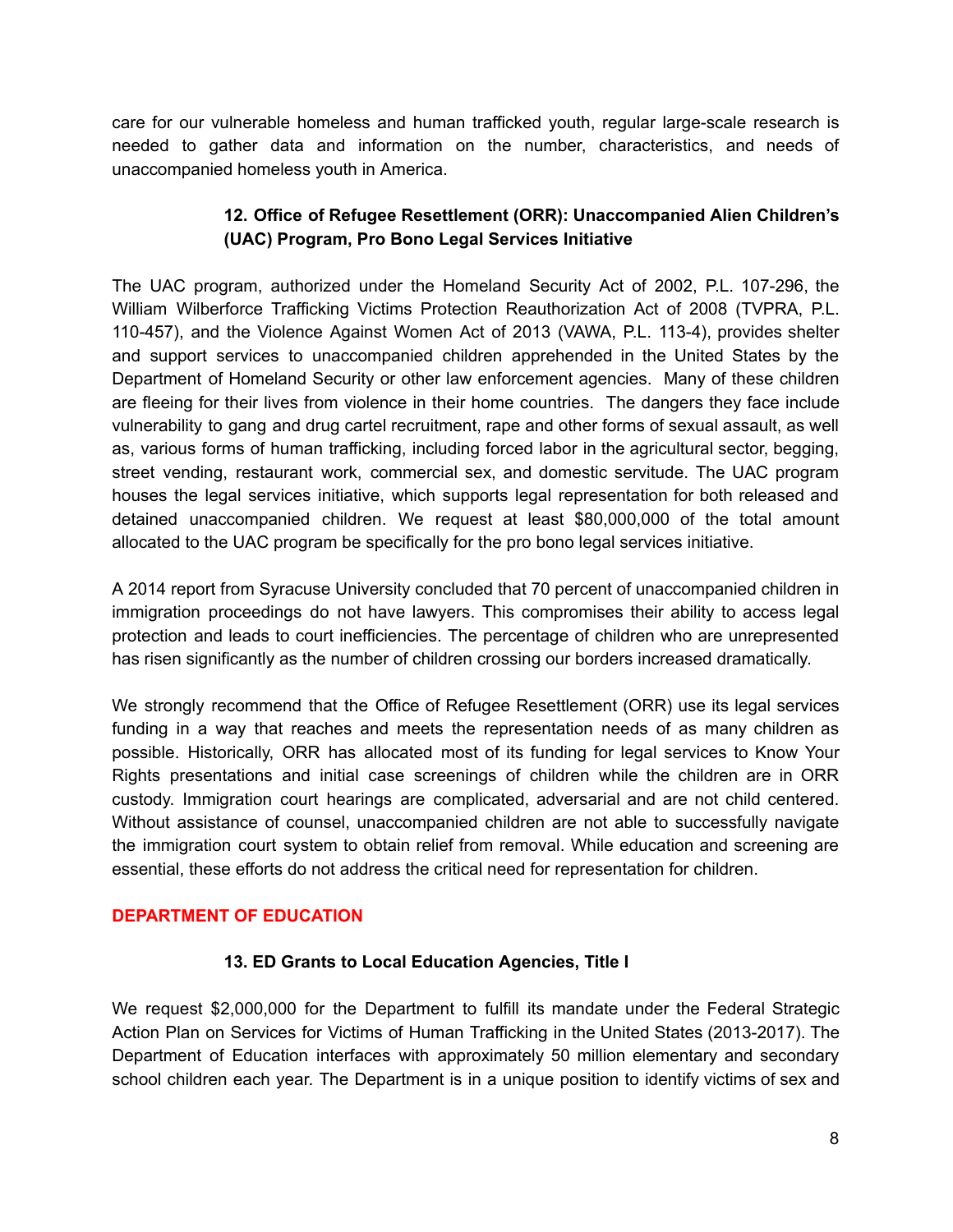care for our vulnerable homeless and human trafficked youth, regular large-scale research is needed to gather data and information on the number, characteristics, and needs of unaccompanied homeless youth in America.

### 12. Office of Refugee Resettlement (ORR): Unaccompanied Alien Children's (UAC) Program, Pro Bono Legal Services Initiative

The UAC program, authorized under the Homeland Security Act of 2002, P.L. 107-296, the William Wilberforce Trafficking Victims Protection Reauthorization Act of 2008 (TVPRA, P.L. 110-457), and the Violence Against Women Act of 2013 (VAWA, P.L. 113-4), provides shelter and support services to unaccompanied children apprehended in the United States by the Department of Homeland Security or other law enforcement agencies. Many of these children are fleeing for their lives from violence in their home countries. The dangers they face include vulnerability to gang and drug cartel recruitment, rape and other forms of sexual assault, as well as, various forms of human trafficking, including forced labor in the agricultural sector, begging, street vending, restaurant work, commercial sex, and domestic servitude. The UAC program houses the legal services initiative, which supports legal representation for both released and detained unaccompanied children. We request at least $80,000,000 of the total amount allocated to the UAC program be specifically for the pro bono legal services initiative.

A 2014 report from Syracuse University concluded that 70 percent of unaccompanied children in immigration proceedings do not have lawyers. This compromises their ability to access legal protection and leads to court inefficiencies. The percentage of children who are unrepresented has risen significantly as the number of children crossing our borders increased dramatically.

We strongly recommend that the Office of Refugee Resettlement (ORR) use its legal services funding in a way that reaches and meets the representation needs of as many children as possible. Historically, ORR has allocated most of its funding for legal services to Know Your Rights presentations and initial case screenings of children while the children are in ORR custody. Immigration court hearings are complicated, adversarial and are not child centered. Without assistance of counsel, unaccompanied children are not able to successfully navigate the immigration court system to obtain relief from removal. While education and screening are essential, these efforts do not address the critical need for representation for children.

## DEPARTMENT OF EDUCATION

### 13. ED Grants to Local Education Agencies, Title I

We request $2,000,000 for the Department to fulfill its mandate under the Federal Strategic Action Plan on Services for Victims of Human Trafficking in the United States (2013-2017). The Department of Education interfaces with approximately 50 million elementary and secondary school children each year. The Department is in a unique position to identify victims of sex and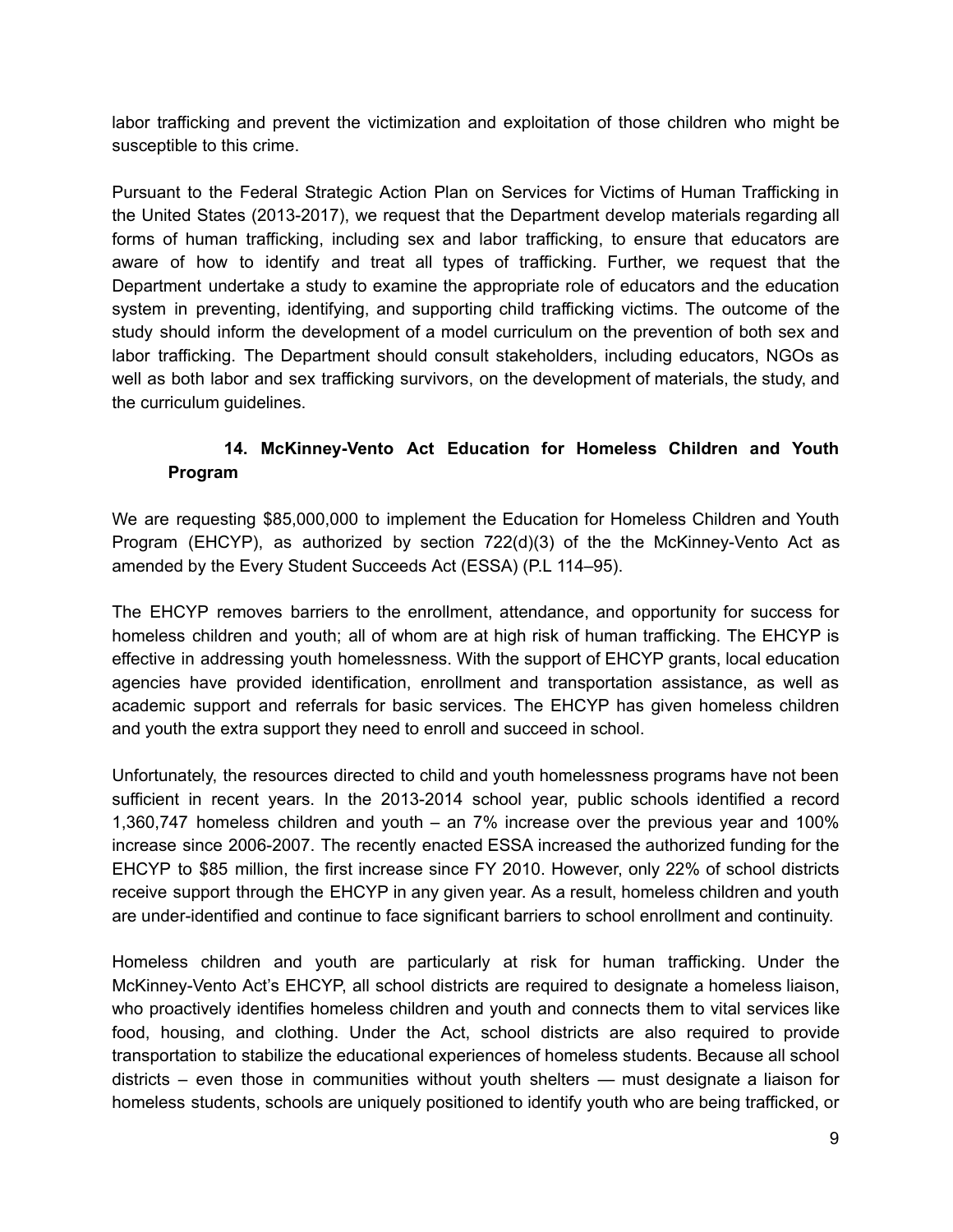labor trafficking and prevent the victimization and exploitation of those children who might be susceptible to this crime.

Pursuant to the Federal Strategic Action Plan on Services for Victims of Human Trafficking in the United States (2013-2017), we request that the Department develop materials regarding all forms of human trafficking, including sex and labor trafficking, to ensure that educators are aware of how to identify and treat all types of trafficking. Further, we request that the Department undertake a study to examine the appropriate role of educators and the education system in preventing, identifying, and supporting child trafficking victims. The outcome of the study should inform the development of a model curriculum on the prevention of both sex and labor trafficking. The Department should consult stakeholders, including educators, NGOs as well as both labor and sex trafficking survivors, on the development of materials, the study, and the curriculum guidelines.

### 14. McKinney-Vento Act Education for Homeless Children and Youth Program

We are requesting $85,000,000 to implement the Education for Homeless Children and Youth Program (EHCYP), as authorized by section 722(d)(3) of the the McKinney-Vento Act as amended by the Every Student Succeeds Act (ESSA) (P.L 114–95).

The EHCYP removes barriers to the enrollment, attendance, and opportunity for success for homeless children and youth; all of whom are at high risk of human trafficking. The EHCYP is effective in addressing youth homelessness. With the support of EHCYP grants, local education agencies have provided identification, enrollment and transportation assistance, as well as academic support and referrals for basic services. The EHCYP has given homeless children and youth the extra support they need to enroll and succeed in school.

Unfortunately, the resources directed to child and youth homelessness programs have not been sufficient in recent years. In the 2013-2014 school year, public schools identified a record 1,360,747 homeless children and youth – an 7% increase over the previous year and 100% increase since 2006-2007. The recently enacted ESSA increased the authorized funding for the EHCYP to $85 million, the first increase since FY 2010. However, only 22% of school districts receive support through the EHCYP in any given year. As a result, homeless children and youth are under-identified and continue to face significant barriers to school enrollment and continuity.

Homeless children and youth are particularly at risk for human trafficking. Under the McKinney-Vento Act's EHCYP, all school districts are required to designate a homeless liaison, who proactively identifies homeless children and youth and connects them to vital services like food, housing, and clothing. Under the Act, school districts are also required to provide transportation to stabilize the educational experiences of homeless students. Because all school districts – even those in communities without youth shelters — must designate a liaison for homeless students, schools are uniquely positioned to identify youth who are being trafficked, or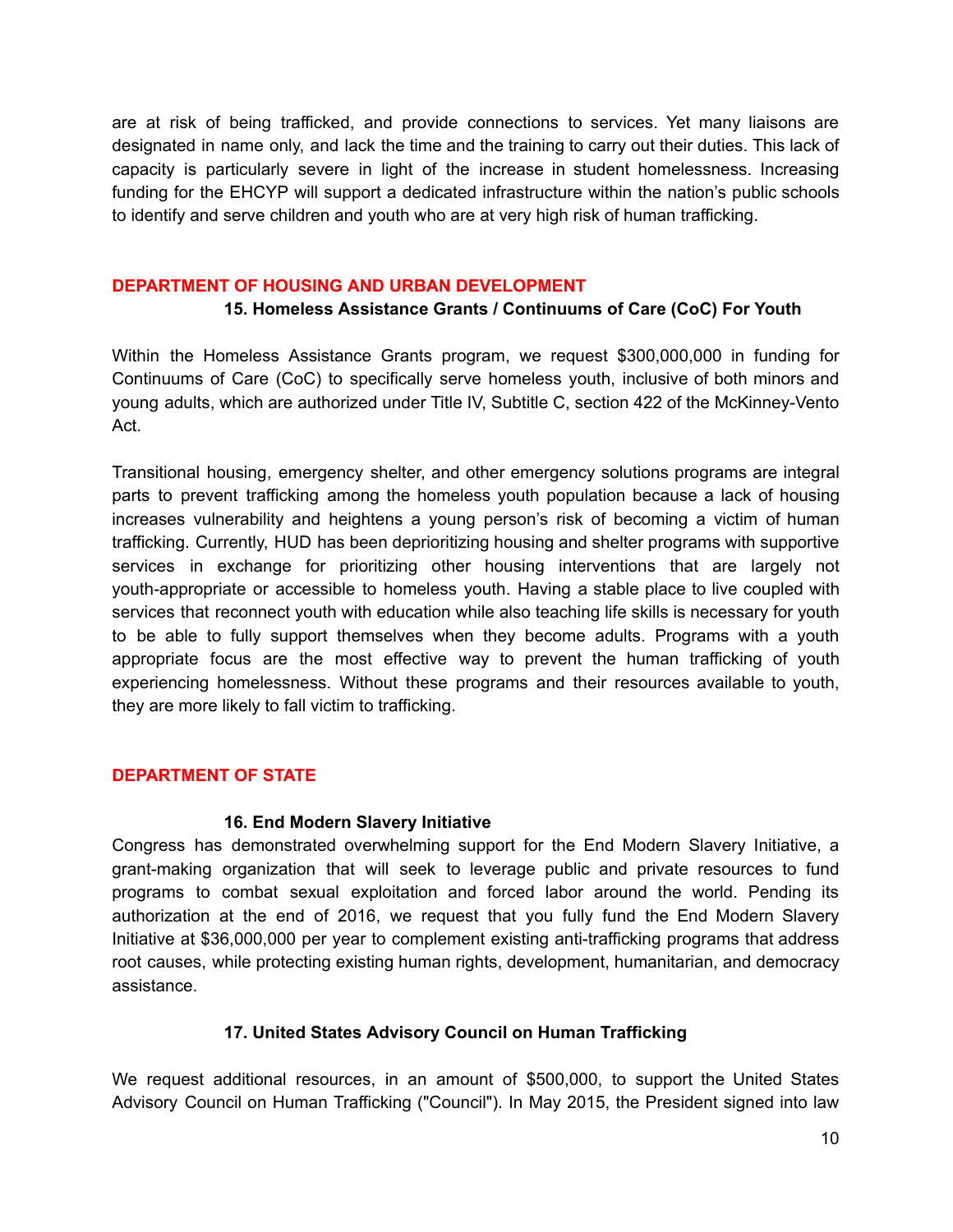are at risk of being trafficked, and provide connections to services. Yet many liaisons are designated in name only, and lack the time and the training to carry out their duties. This lack of capacity is particularly severe in light of the increase in student homelessness. Increasing funding for the EHCYP will support a dedicated infrastructure within the nation's public schools to identify and serve children and youth who are at very high risk of human trafficking.

## DEPARTMENT OF HOUSING AND URBAN DEVELOPMENT

### 15. Homeless Assistance Grants / Continuums of Care (CoC) For Youth

Within the Homeless Assistance Grants program, we request $300,000,000 in funding for Continuums of Care (CoC) to specifically serve homeless youth, inclusive of both minors and young adults, which are authorized under Title IV, Subtitle C, section 422 of the McKinney-Vento Act.

Transitional housing, emergency shelter, and other emergency solutions programs are integral parts to prevent trafficking among the homeless youth population because a lack of housing increases vulnerability and heightens a young person's risk of becoming a victim of human trafficking. Currently, HUD has been deprioritizing housing and shelter programs with supportive services in exchange for prioritizing other housing interventions that are largely not youth-appropriate or accessible to homeless youth. Having a stable place to live coupled with services that reconnect youth with education while also teaching life skills is necessary for youth to be able to fully support themselves when they become adults. Programs with a youth appropriate focus are the most effective way to prevent the human trafficking of youth experiencing homelessness. Without these programs and their resources available to youth, they are more likely to fall victim to trafficking.

## DEPARTMENT OF STATE

### 16. End Modern Slavery Initiative

Congress has demonstrated overwhelming support for the End Modern Slavery Initiative, a grant-making organization that will seek to leverage public and private resources to fund programs to combat sexual exploitation and forced labor around the world. Pending its authorization at the end of 2016, we request that you fully fund the End Modern Slavery Initiative at $36,000,000 per year to complement existing anti-trafficking programs that address root causes, while protecting existing human rights, development, humanitarian, and democracy assistance.

### 17. United States Advisory Council on Human Trafficking

We request additional resources, in an amount of $500,000, to support the United States Advisory Council on Human Trafficking ("Council"). In May 2015, the President signed into law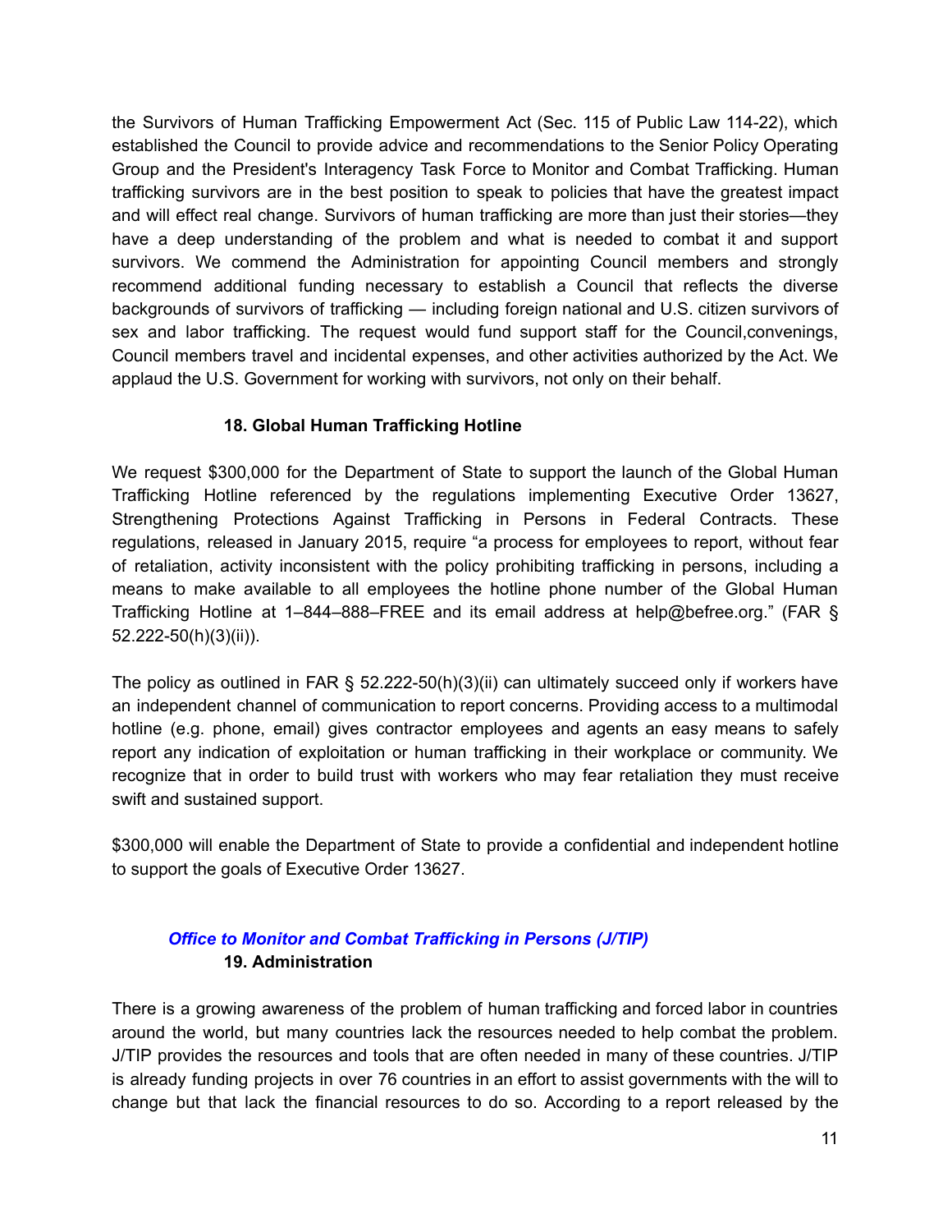the Survivors of Human Trafficking Empowerment Act (Sec. 115 of Public Law 114-22), which established the Council to provide advice and recommendations to the Senior Policy Operating Group and the President's Interagency Task Force to Monitor and Combat Trafficking. Human trafficking survivors are in the best position to speak to policies that have the greatest impact and will effect real change. Survivors of human trafficking are more than just their stories—they have a deep understanding of the problem and what is needed to combat it and support survivors. We commend the Administration for appointing Council members and strongly recommend additional funding necessary to establish a Council that reflects the diverse backgrounds of survivors of trafficking — including foreign national and U.S. citizen survivors of sex and labor trafficking. The request would fund support staff for the Council,convenings, Council members travel and incidental expenses, and other activities authorized by the Act. We applaud the U.S. Government for working with survivors, not only on their behalf.

#### 18. Global Human Trafficking Hotline

We request $300,000 for the Department of State to support the launch of the Global Human Trafficking Hotline referenced by the regulations implementing Executive Order 13627, Strengthening Protections Against Trafficking in Persons in Federal Contracts. These regulations, released in January 2015, require "a process for employees to report, without fear of retaliation, activity inconsistent with the policy prohibiting trafficking in persons, including a means to make available to all employees the hotline phone number of the Global Human Trafficking Hotline at 1–844–888–FREE and its email address at help@befree.org." (FAR § 52.222-50(h)(3)(ii)).

The policy as outlined in FAR § 52.222-50(h)(3)(ii) can ultimately succeed only if workers have an independent channel of communication to report concerns. Providing access to a multimodal hotline (e.g. phone, email) gives contractor employees and agents an easy means to safely report any indication of exploitation or human trafficking in their workplace or community. We recognize that in order to build trust with workers who may fear retaliation they must receive swift and sustained support.

$300,000 will enable the Department of State to provide a confidential and independent hotline to support the goals of Executive Order 13627.

### ***Office to Monitor and Combat Trafficking in Persons (J/TIP)***

#### 19. Administration

There is a growing awareness of the problem of human trafficking and forced labor in countries around the world, but many countries lack the resources needed to help combat the problem. J/TIP provides the resources and tools that are often needed in many of these countries. J/TIP is already funding projects in over 76 countries in an effort to assist governments with the will to change but that lack the financial resources to do so. According to a report released by the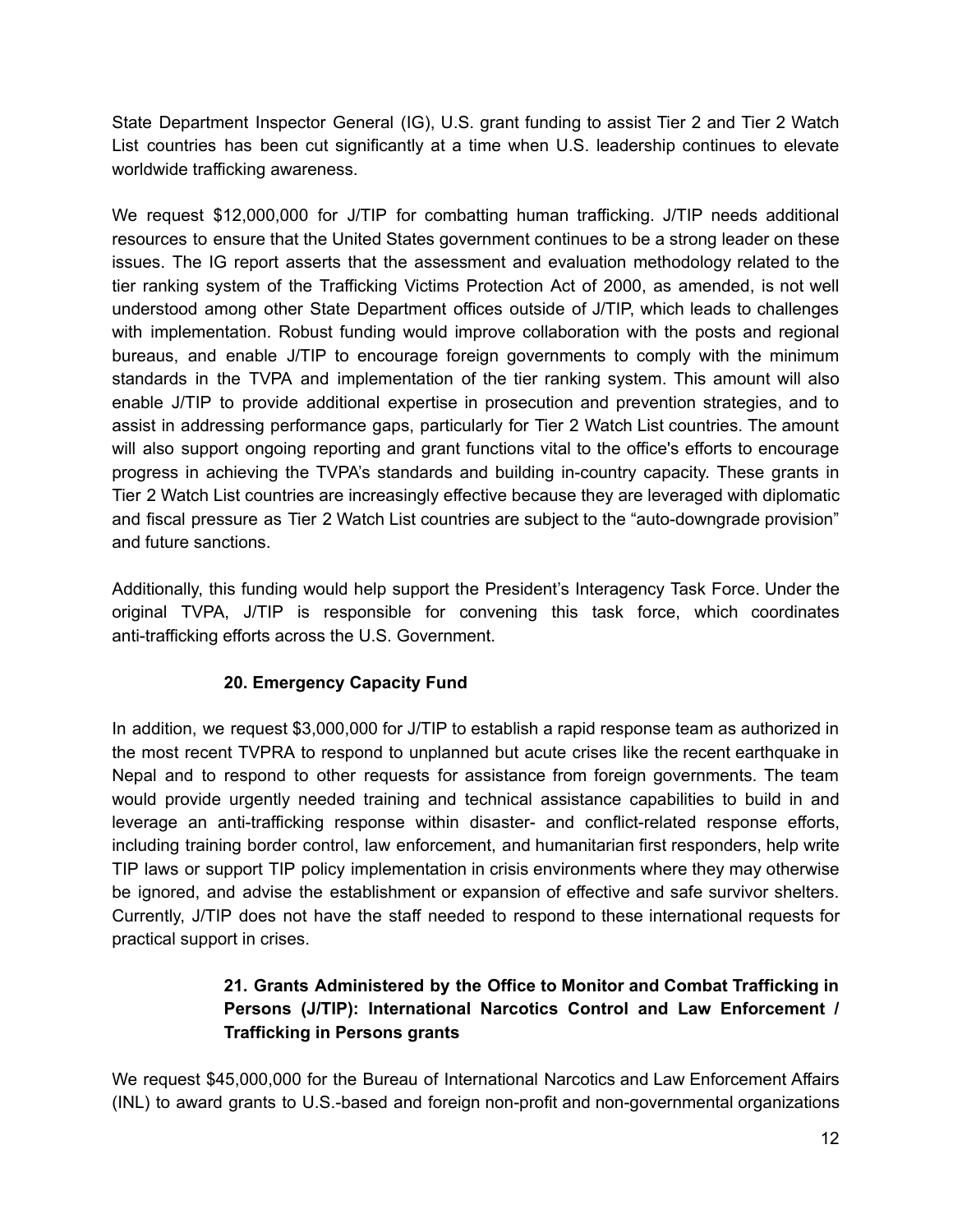State Department Inspector General (IG), U.S. grant funding to assist Tier 2 and Tier 2 Watch List countries has been cut significantly at a time when U.S. leadership continues to elevate worldwide trafficking awareness.

We request $12,000,000 for J/TIP for combatting human trafficking. J/TIP needs additional resources to ensure that the United States government continues to be a strong leader on these issues. The IG report asserts that the assessment and evaluation methodology related to the tier ranking system of the Trafficking Victims Protection Act of 2000, as amended, is not well understood among other State Department offices outside of J/TIP, which leads to challenges with implementation. Robust funding would improve collaboration with the posts and regional bureaus, and enable J/TIP to encourage foreign governments to comply with the minimum standards in the TVPA and implementation of the tier ranking system. This amount will also enable J/TIP to provide additional expertise in prosecution and prevention strategies, and to assist in addressing performance gaps, particularly for Tier 2 Watch List countries. The amount will also support ongoing reporting and grant functions vital to the office's efforts to encourage progress in achieving the TVPA's standards and building in-country capacity. These grants in Tier 2 Watch List countries are increasingly effective because they are leveraged with diplomatic and fiscal pressure as Tier 2 Watch List countries are subject to the "auto-downgrade provision" and future sanctions.

Additionally, this funding would help support the President's Interagency Task Force. Under the original TVPA, J/TIP is responsible for convening this task force, which coordinates anti-trafficking efforts across the U.S. Government.

### 20. Emergency Capacity Fund

In addition, we request $3,000,000 for J/TIP to establish a rapid response team as authorized in the most recent TVPRA to respond to unplanned but acute crises like the recent earthquake in Nepal and to respond to other requests for assistance from foreign governments. The team would provide urgently needed training and technical assistance capabilities to build in and leverage an anti-trafficking response within disaster- and conflict-related response efforts, including training border control, law enforcement, and humanitarian first responders, help write TIP laws or support TIP policy implementation in crisis environments where they may otherwise be ignored, and advise the establishment or expansion of effective and safe survivor shelters. Currently, J/TIP does not have the staff needed to respond to these international requests for practical support in crises.

### 21. Grants Administered by the Office to Monitor and Combat Trafficking in Persons (J/TIP): International Narcotics Control and Law Enforcement / Trafficking in Persons grants

We request $45,000,000 for the Bureau of International Narcotics and Law Enforcement Affairs (INL) to award grants to U.S.-based and foreign non-profit and non-governmental organizations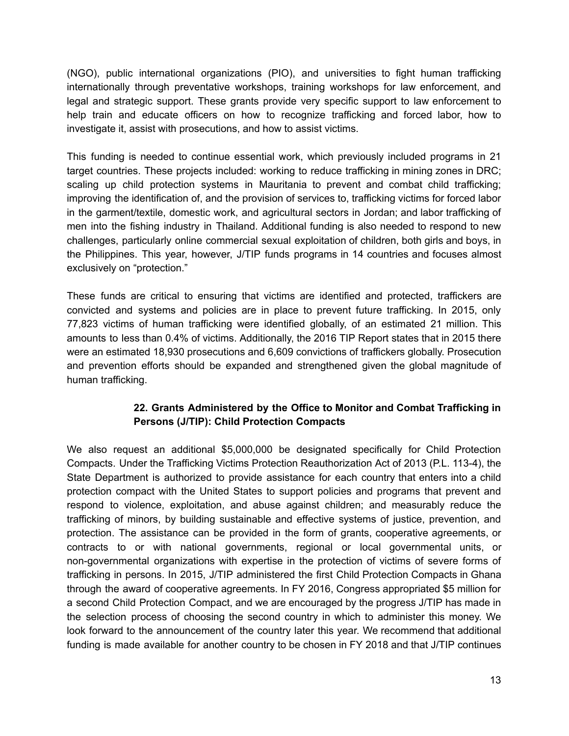(NGO), public international organizations (PIO), and universities to fight human trafficking internationally through preventative workshops, training workshops for law enforcement, and legal and strategic support. These grants provide very specific support to law enforcement to help train and educate officers on how to recognize trafficking and forced labor, how to investigate it, assist with prosecutions, and how to assist victims.

This funding is needed to continue essential work, which previously included programs in 21 target countries. These projects included: working to reduce trafficking in mining zones in DRC; scaling up child protection systems in Mauritania to prevent and combat child trafficking; improving the identification of, and the provision of services to, trafficking victims for forced labor in the garment/textile, domestic work, and agricultural sectors in Jordan; and labor trafficking of men into the fishing industry in Thailand. Additional funding is also needed to respond to new challenges, particularly online commercial sexual exploitation of children, both girls and boys, in the Philippines. This year, however, J/TIP funds programs in 14 countries and focuses almost exclusively on "protection."

These funds are critical to ensuring that victims are identified and protected, traffickers are convicted and systems and policies are in place to prevent future trafficking. In 2015, only 77,823 victims of human trafficking were identified globally, of an estimated 21 million. This amounts to less than 0.4% of victims. Additionally, the 2016 TIP Report states that in 2015 there were an estimated 18,930 prosecutions and 6,609 convictions of traffickers globally. Prosecution and prevention efforts should be expanded and strengthened given the global magnitude of human trafficking.

### 22. Grants Administered by the Office to Monitor and Combat Trafficking in Persons (J/TIP): Child Protection Compacts

We also request an additional $5,000,000 be designated specifically for Child Protection Compacts. Under the Trafficking Victims Protection Reauthorization Act of 2013 (P.L. 113-4), the State Department is authorized to provide assistance for each country that enters into a child protection compact with the United States to support policies and programs that prevent and respond to violence, exploitation, and abuse against children; and measurably reduce the trafficking of minors, by building sustainable and effective systems of justice, prevention, and protection. The assistance can be provided in the form of grants, cooperative agreements, or contracts to or with national governments, regional or local governmental units, or non-governmental organizations with expertise in the protection of victims of severe forms of trafficking in persons. In 2015, J/TIP administered the first Child Protection Compacts in Ghana through the award of cooperative agreements. In FY 2016, Congress appropriated $5 million for a second Child Protection Compact, and we are encouraged by the progress J/TIP has made in the selection process of choosing the second country in which to administer this money. We look forward to the announcement of the country later this year. We recommend that additional funding is made available for another country to be chosen in FY 2018 and that J/TIP continues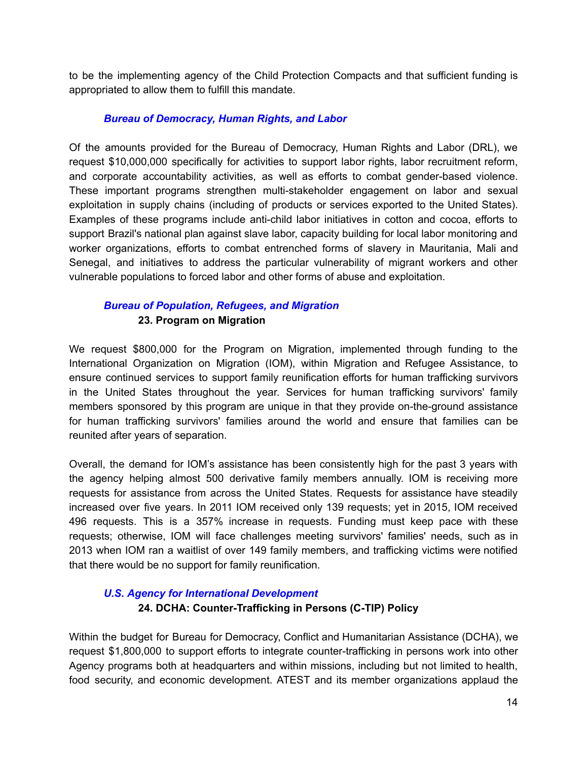to be the implementing agency of the Child Protection Compacts and that sufficient funding is appropriated to allow them to fulfill this mandate.

### *Bureau of Democracy, Human Rights, and Labor*

Of the amounts provided for the Bureau of Democracy, Human Rights and Labor (DRL), we request $10,000,000 specifically for activities to support labor rights, labor recruitment reform, and corporate accountability activities, as well as efforts to combat gender-based violence. These important programs strengthen multi-stakeholder engagement on labor and sexual exploitation in supply chains (including of products or services exported to the United States). Examples of these programs include anti-child labor initiatives in cotton and cocoa, efforts to support Brazil's national plan against slave labor, capacity building for local labor monitoring and worker organizations, efforts to combat entrenched forms of slavery in Mauritania, Mali and Senegal, and initiatives to address the particular vulnerability of migrant workers and other vulnerable populations to forced labor and other forms of abuse and exploitation.

### *Bureau of Population, Refugees, and Migration*

#### 23. Program on Migration

We request $800,000 for the Program on Migration, implemented through funding to the International Organization on Migration (IOM), within Migration and Refugee Assistance, to ensure continued services to support family reunification efforts for human trafficking survivors in the United States throughout the year. Services for human trafficking survivors' family members sponsored by this program are unique in that they provide on-the-ground assistance for human trafficking survivors' families around the world and ensure that families can be reunited after years of separation.

Overall, the demand for IOM's assistance has been consistently high for the past 3 years with the agency helping almost 500 derivative family members annually. IOM is receiving more requests for assistance from across the United States. Requests for assistance have steadily increased over five years. In 2011 IOM received only 139 requests; yet in 2015, IOM received 496 requests. This is a 357% increase in requests. Funding must keep pace with these requests; otherwise, IOM will face challenges meeting survivors' families' needs, such as in 2013 when IOM ran a waitlist of over 149 family members, and trafficking victims were notified that there would be no support for family reunification.

### *U.S. Agency for International Development*

#### 24. DCHA: Counter-Trafficking in Persons (C-TIP) Policy

Within the budget for Bureau for Democracy, Conflict and Humanitarian Assistance (DCHA), we request $1,800,000 to support efforts to integrate counter-trafficking in persons work into other Agency programs both at headquarters and within missions, including but not limited to health, food security, and economic development. ATEST and its member organizations applaud the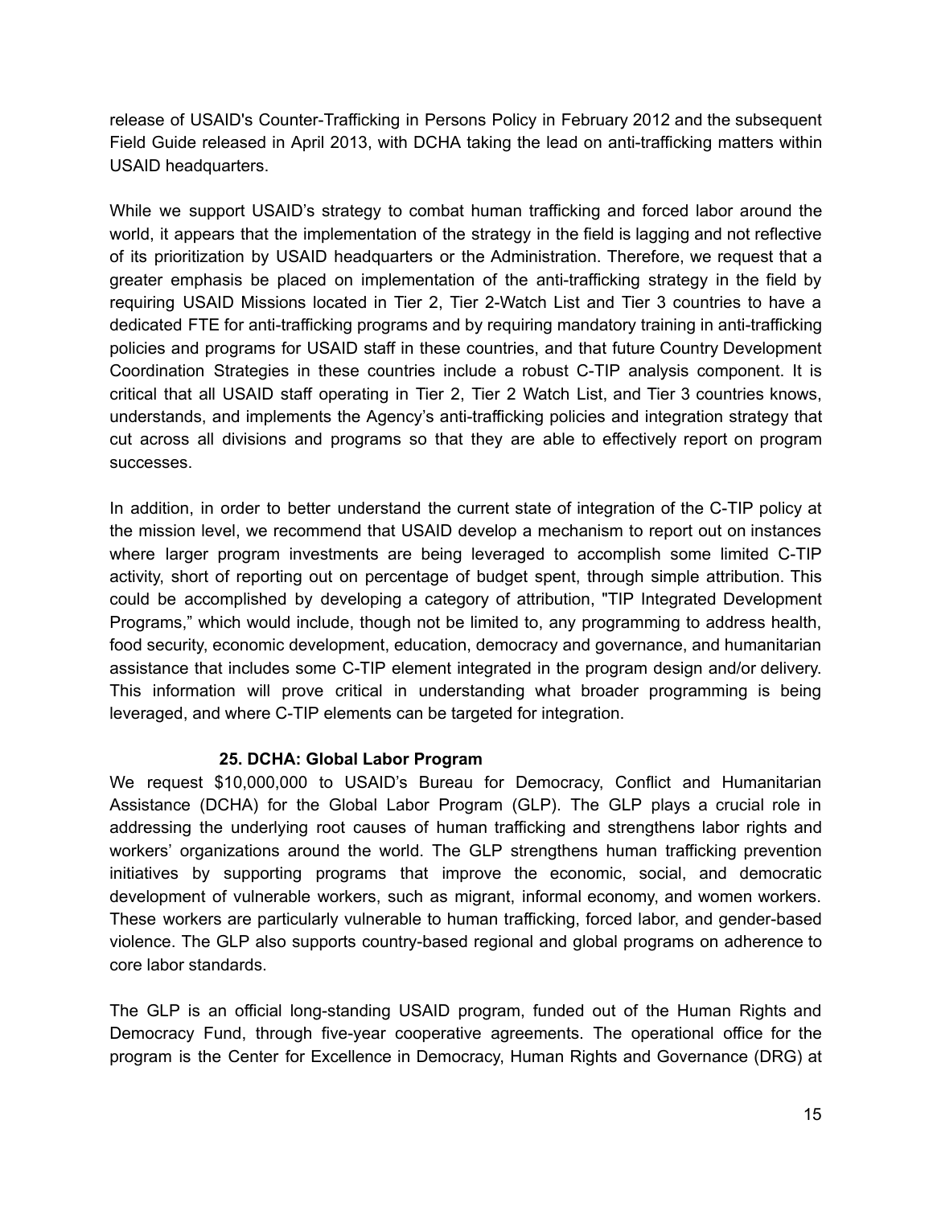release of USAID's Counter-Trafficking in Persons Policy in February 2012 and the subsequent Field Guide released in April 2013, with DCHA taking the lead on anti-trafficking matters within USAID headquarters.

While we support USAID's strategy to combat human trafficking and forced labor around the world, it appears that the implementation of the strategy in the field is lagging and not reflective of its prioritization by USAID headquarters or the Administration. Therefore, we request that a greater emphasis be placed on implementation of the anti-trafficking strategy in the field by requiring USAID Missions located in Tier 2, Tier 2-Watch List and Tier 3 countries to have a dedicated FTE for anti-trafficking programs and by requiring mandatory training in anti-trafficking policies and programs for USAID staff in these countries, and that future Country Development Coordination Strategies in these countries include a robust C-TIP analysis component. It is critical that all USAID staff operating in Tier 2, Tier 2 Watch List, and Tier 3 countries knows, understands, and implements the Agency's anti-trafficking policies and integration strategy that cut across all divisions and programs so that they are able to effectively report on program successes.

In addition, in order to better understand the current state of integration of the C-TIP policy at the mission level, we recommend that USAID develop a mechanism to report out on instances where larger program investments are being leveraged to accomplish some limited C-TIP activity, short of reporting out on percentage of budget spent, through simple attribution. This could be accomplished by developing a category of attribution, "TIP Integrated Development Programs," which would include, though not be limited to, any programming to address health, food security, economic development, education, democracy and governance, and humanitarian assistance that includes some C-TIP element integrated in the program design and/or delivery. This information will prove critical in understanding what broader programming is being leveraged, and where C-TIP elements can be targeted for integration.

### 25. DCHA: Global Labor Program

We request $10,000,000 to USAID's Bureau for Democracy, Conflict and Humanitarian Assistance (DCHA) for the Global Labor Program (GLP). The GLP plays a crucial role in addressing the underlying root causes of human trafficking and strengthens labor rights and workers' organizations around the world. The GLP strengthens human trafficking prevention initiatives by supporting programs that improve the economic, social, and democratic development of vulnerable workers, such as migrant, informal economy, and women workers. These workers are particularly vulnerable to human trafficking, forced labor, and gender-based violence. The GLP also supports country-based regional and global programs on adherence to core labor standards.

The GLP is an official long-standing USAID program, funded out of the Human Rights and Democracy Fund, through five-year cooperative agreements. The operational office for the program is the Center for Excellence in Democracy, Human Rights and Governance (DRG) at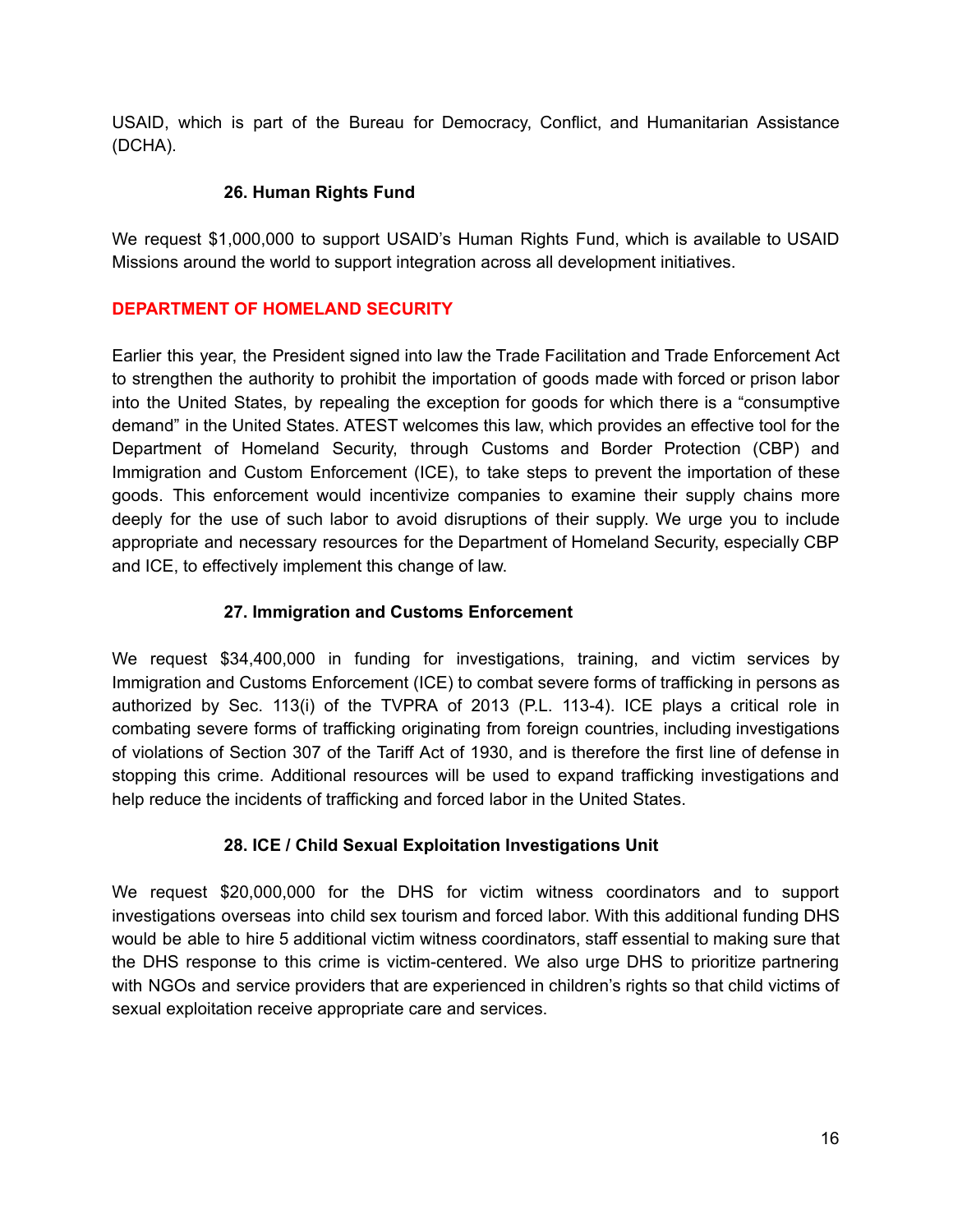USAID, which is part of the Bureau for Democracy, Conflict, and Humanitarian Assistance (DCHA).

### 26. Human Rights Fund

We request $1,000,000 to support USAID's Human Rights Fund, which is available to USAID Missions around the world to support integration across all development initiatives.

## DEPARTMENT OF HOMELAND SECURITY

Earlier this year, the President signed into law the Trade Facilitation and Trade Enforcement Act to strengthen the authority to prohibit the importation of goods made with forced or prison labor into the United States, by repealing the exception for goods for which there is a "consumptive demand" in the United States. ATEST welcomes this law, which provides an effective tool for the Department of Homeland Security, through Customs and Border Protection (CBP) and Immigration and Custom Enforcement (ICE), to take steps to prevent the importation of these goods. This enforcement would incentivize companies to examine their supply chains more deeply for the use of such labor to avoid disruptions of their supply. We urge you to include appropriate and necessary resources for the Department of Homeland Security, especially CBP and ICE, to effectively implement this change of law.

### 27. Immigration and Customs Enforcement

We request $34,400,000 in funding for investigations, training, and victim services by Immigration and Customs Enforcement (ICE) to combat severe forms of trafficking in persons as authorized by Sec. 113(i) of the TVPRA of 2013 (P.L. 113-4). ICE plays a critical role in combating severe forms of trafficking originating from foreign countries, including investigations of violations of Section 307 of the Tariff Act of 1930, and is therefore the first line of defense in stopping this crime. Additional resources will be used to expand trafficking investigations and help reduce the incidents of trafficking and forced labor in the United States.

### 28. ICE / Child Sexual Exploitation Investigations Unit

We request $20,000,000 for the DHS for victim witness coordinators and to support investigations overseas into child sex tourism and forced labor. With this additional funding DHS would be able to hire 5 additional victim witness coordinators, staff essential to making sure that the DHS response to this crime is victim-centered. We also urge DHS to prioritize partnering with NGOs and service providers that are experienced in children's rights so that child victims of sexual exploitation receive appropriate care and services.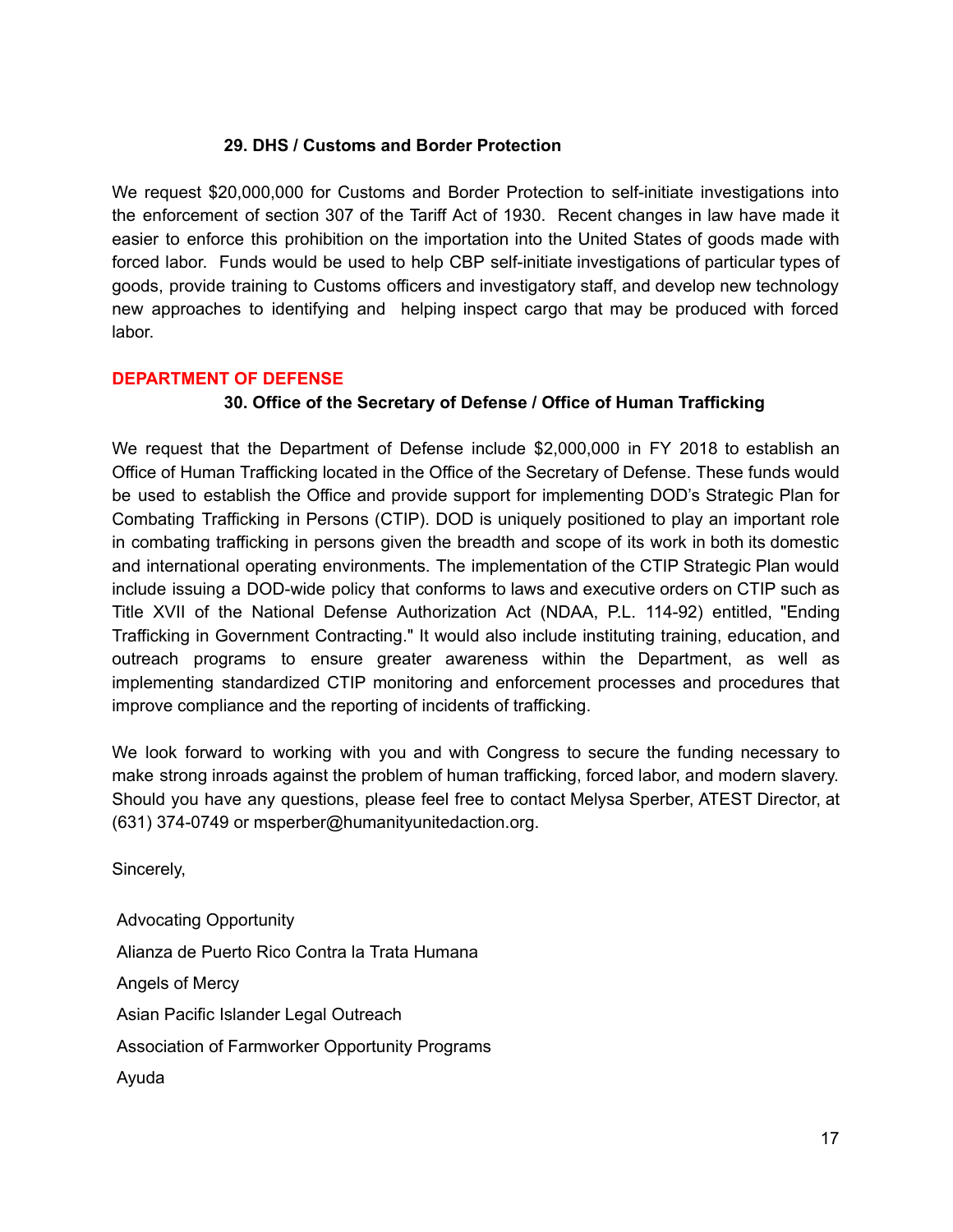### 29. DHS / Customs and Border Protection

We request $20,000,000 for Customs and Border Protection to self-initiate investigations into the enforcement of section 307 of the Tariff Act of 1930. Recent changes in law have made it easier to enforce this prohibition on the importation into the United States of goods made with forced labor. Funds would be used to help CBP self-initiate investigations of particular types of goods, provide training to Customs officers and investigatory staff, and develop new technology new approaches to identifying and helping inspect cargo that may be produced with forced labor.

## DEPARTMENT OF DEFENSE

### 30. Office of the Secretary of Defense / Office of Human Trafficking

We request that the Department of Defense include $2,000,000 in FY 2018 to establish an Office of Human Trafficking located in the Office of the Secretary of Defense. These funds would be used to establish the Office and provide support for implementing DOD's Strategic Plan for Combating Trafficking in Persons (CTIP). DOD is uniquely positioned to play an important role in combating trafficking in persons given the breadth and scope of its work in both its domestic and international operating environments. The implementation of the CTIP Strategic Plan would include issuing a DOD-wide policy that conforms to laws and executive orders on CTIP such as Title XVII of the National Defense Authorization Act (NDAA, P.L. 114-92) entitled, "Ending Trafficking in Government Contracting." It would also include instituting training, education, and outreach programs to ensure greater awareness within the Department, as well as implementing standardized CTIP monitoring and enforcement processes and procedures that improve compliance and the reporting of incidents of trafficking.

We look forward to working with you and with Congress to secure the funding necessary to make strong inroads against the problem of human trafficking, forced labor, and modern slavery. Should you have any questions, please feel free to contact Melysa Sperber, ATEST Director, at (631) 374-0749 or msperber@humanityunitedaction.org.

Sincerely,

Advocating Opportunity

Alianza de Puerto Rico Contra la Trata Humana

Angels of Mercy

Asian Pacific Islander Legal Outreach

Association of Farmworker Opportunity Programs

Ayuda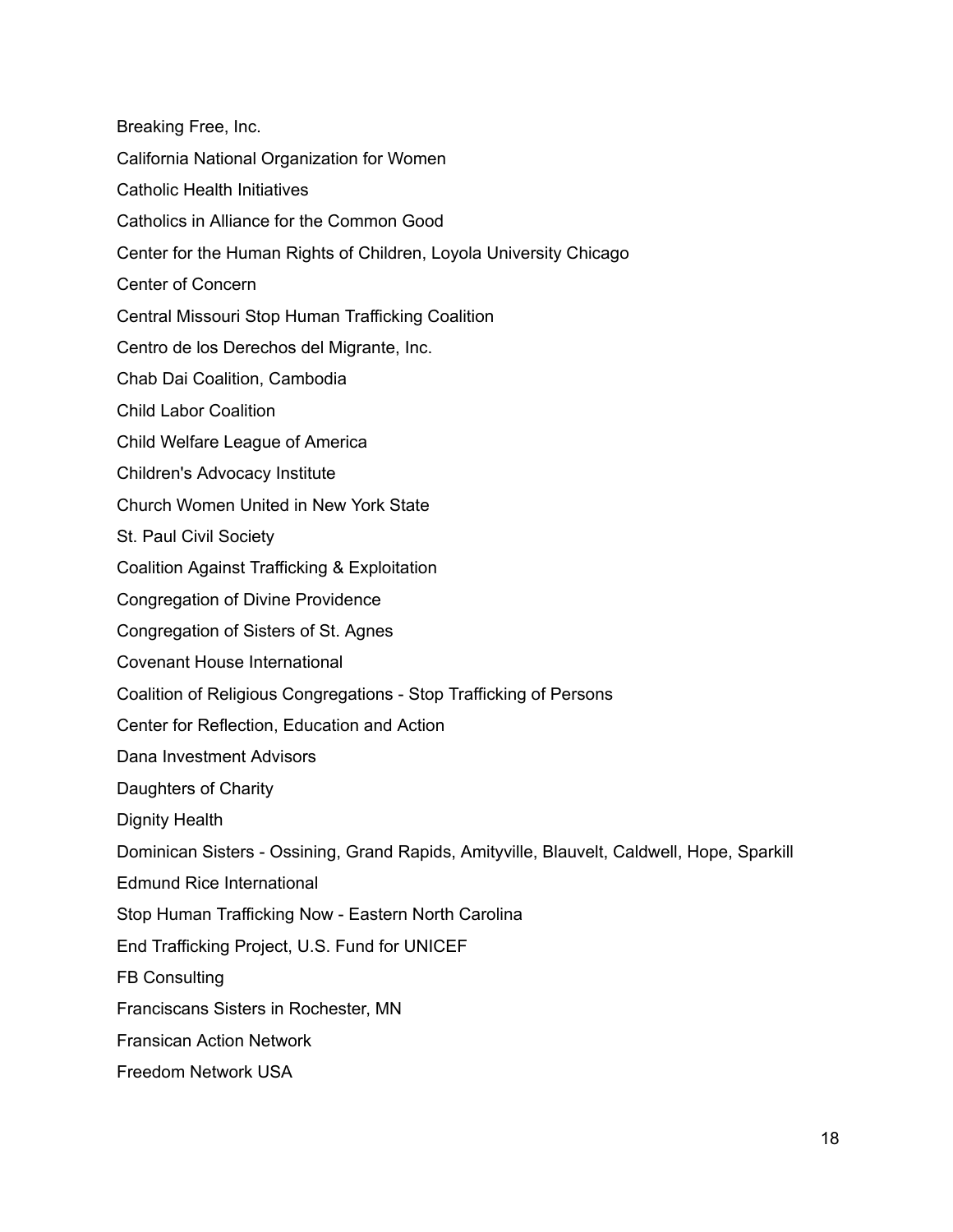Breaking Free, Inc.

California National Organization for Women

Catholic Health Initiatives

Catholics in Alliance for the Common Good

Center for the Human Rights of Children, Loyola University Chicago

Center of Concern

Central Missouri Stop Human Trafficking Coalition

Centro de los Derechos del Migrante, Inc.

Chab Dai Coalition, Cambodia

Child Labor Coalition

Child Welfare League of America

Children's Advocacy Institute

Church Women United in New York State

St. Paul Civil Society

Coalition Against Trafficking & Exploitation

Congregation of Divine Providence

Congregation of Sisters of St. Agnes

Covenant House International

Coalition of Religious Congregations - Stop Trafficking of Persons

Center for Reflection, Education and Action

Dana Investment Advisors

Daughters of Charity

Dignity Health

Dominican Sisters - Ossining, Grand Rapids, Amityville, Blauvelt, Caldwell, Hope, Sparkill

Edmund Rice International

Stop Human Trafficking Now - Eastern North Carolina

End Trafficking Project, U.S. Fund for UNICEF

FB Consulting

Franciscans Sisters in Rochester, MN

Fransican Action Network

Freedom Network USA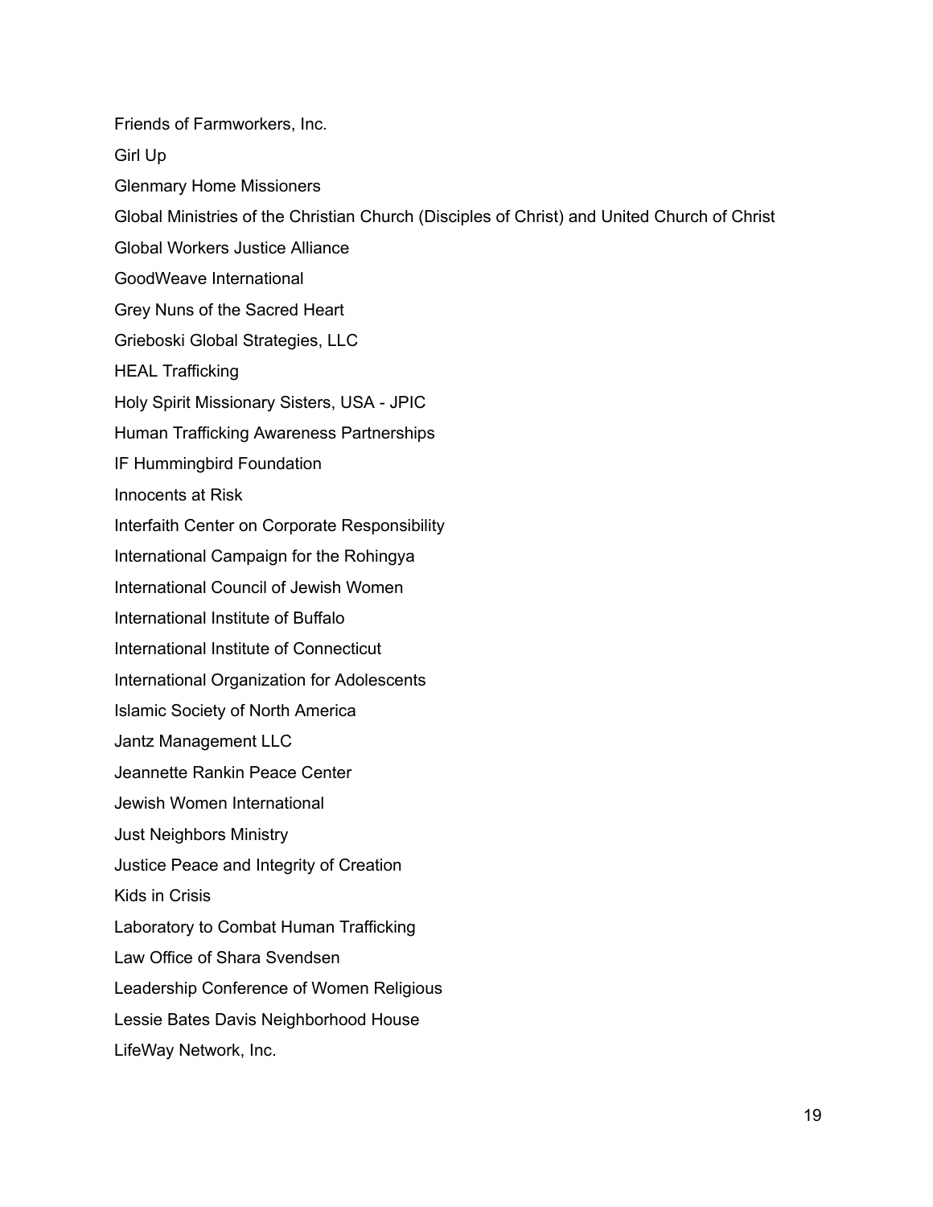Friends of Farmworkers, Inc.

Girl Up

Glenmary Home Missioners

Global Ministries of the Christian Church (Disciples of Christ) and United Church of Christ

Global Workers Justice Alliance

GoodWeave International

Grey Nuns of the Sacred Heart

Grieboski Global Strategies, LLC

HEAL Trafficking

Holy Spirit Missionary Sisters, USA - JPIC

Human Trafficking Awareness Partnerships

IF Hummingbird Foundation

Innocents at Risk

Interfaith Center on Corporate Responsibility

International Campaign for the Rohingya

International Council of Jewish Women

International Institute of Buffalo

International Institute of Connecticut

International Organization for Adolescents

Islamic Society of North America

Jantz Management LLC

Jeannette Rankin Peace Center

Jewish Women International

Just Neighbors Ministry

Justice Peace and Integrity of Creation

Kids in Crisis

Laboratory to Combat Human Trafficking

Law Office of Shara Svendsen

Leadership Conference of Women Religious

Lessie Bates Davis Neighborhood House

LifeWay Network, Inc.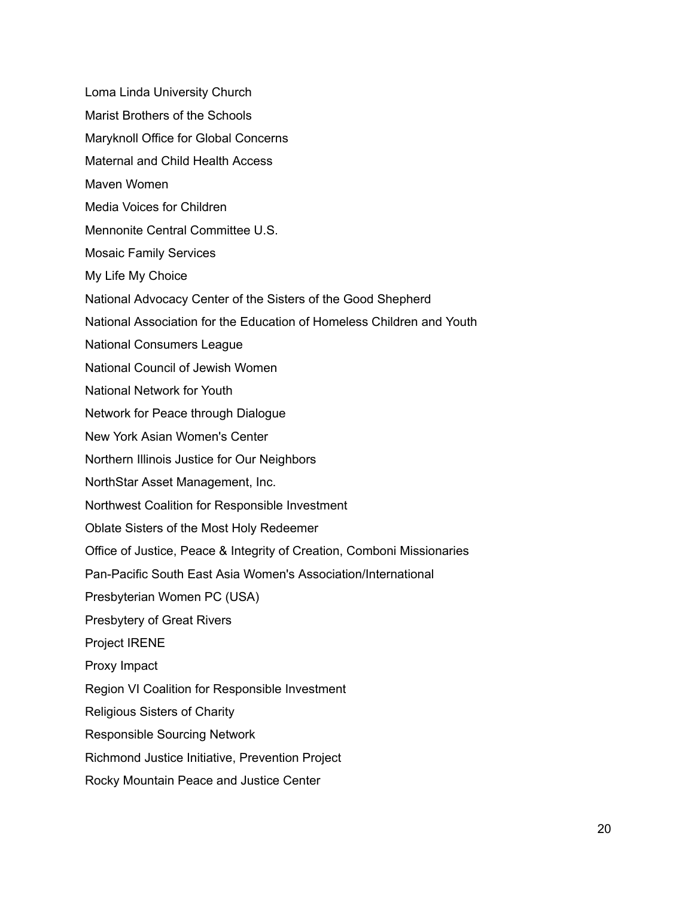Loma Linda University Church

Marist Brothers of the Schools

Maryknoll Office for Global Concerns

Maternal and Child Health Access

Maven Women

Media Voices for Children

Mennonite Central Committee U.S.

Mosaic Family Services

My Life My Choice

National Advocacy Center of the Sisters of the Good Shepherd

National Association for the Education of Homeless Children and Youth

National Consumers League

National Council of Jewish Women

National Network for Youth

Network for Peace through Dialogue

New York Asian Women's Center

Northern Illinois Justice for Our Neighbors

NorthStar Asset Management, Inc.

Northwest Coalition for Responsible Investment

Oblate Sisters of the Most Holy Redeemer

Office of Justice, Peace & Integrity of Creation, Comboni Missionaries

Pan-Pacific South East Asia Women's Association/International

Presbyterian Women PC (USA)

Presbytery of Great Rivers

Project IRENE

Proxy Impact

Region VI Coalition for Responsible Investment

Religious Sisters of Charity

Responsible Sourcing Network

Richmond Justice Initiative, Prevention Project

Rocky Mountain Peace and Justice Center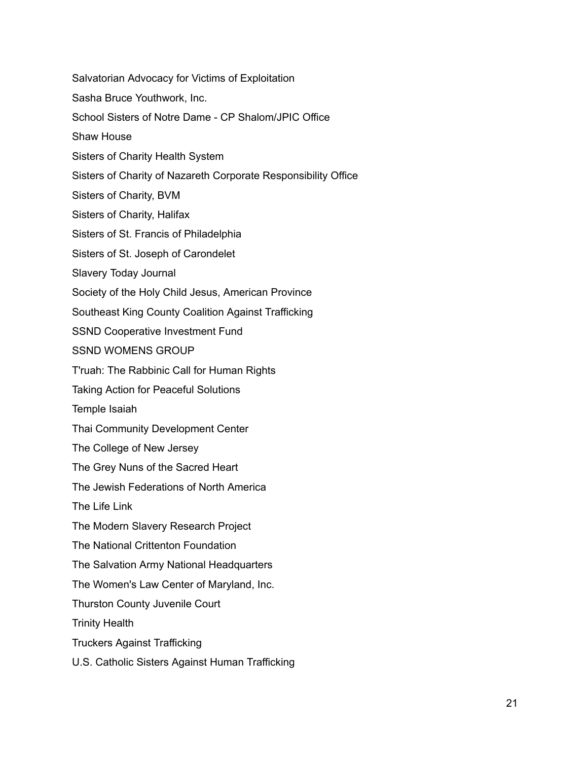Salvatorian Advocacy for Victims of Exploitation

Sasha Bruce Youthwork, Inc.

School Sisters of Notre Dame - CP Shalom/JPIC Office

Shaw House

Sisters of Charity Health System

Sisters of Charity of Nazareth Corporate Responsibility Office

Sisters of Charity, BVM

Sisters of Charity, Halifax

Sisters of St. Francis of Philadelphia

Sisters of St. Joseph of Carondelet

Slavery Today Journal

Society of the Holy Child Jesus, American Province

Southeast King County Coalition Against Trafficking

SSND Cooperative Investment Fund

SSND WOMENS GROUP

T'ruah: The Rabbinic Call for Human Rights

Taking Action for Peaceful Solutions

Temple Isaiah

Thai Community Development Center

The College of New Jersey

The Grey Nuns of the Sacred Heart

The Jewish Federations of North America

The Life Link

The Modern Slavery Research Project

The National Crittenton Foundation

The Salvation Army National Headquarters

The Women's Law Center of Maryland, Inc.

Thurston County Juvenile Court

Trinity Health

Truckers Against Trafficking

U.S. Catholic Sisters Against Human Trafficking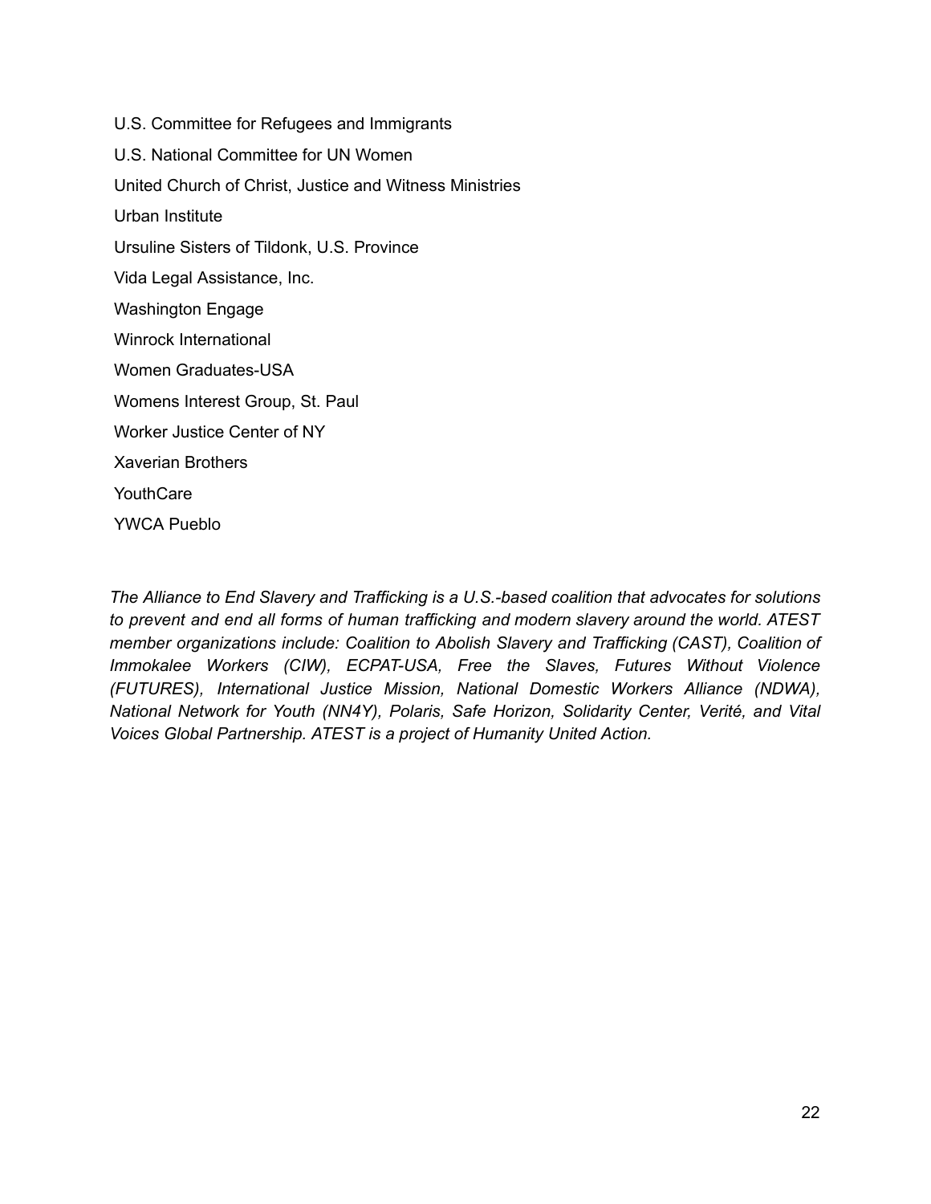U.S. Committee for Refugees and Immigrants

U.S. National Committee for UN Women

United Church of Christ, Justice and Witness Ministries

Urban Institute

Ursuline Sisters of Tildonk, U.S. Province

Vida Legal Assistance, Inc.

Washington Engage

Winrock International

Women Graduates-USA

Womens Interest Group, St. Paul

Worker Justice Center of NY

Xaverian Brothers

YouthCare

YWCA Pueblo

*The Alliance to End Slavery and Trafficking is a U.S.-based coalition that advocates for solutions to prevent and end all forms of human trafficking and modern slavery around the world. ATEST member organizations include: Coalition to Abolish Slavery and Trafficking (CAST), Coalition of Immokalee Workers (CIW), ECPAT-USA, Free the Slaves, Futures Without Violence (FUTURES), International Justice Mission, National Domestic Workers Alliance (NDWA), National Network for Youth (NN4Y), Polaris, Safe Horizon, Solidarity Center, Verité, and Vital Voices Global Partnership. ATEST is a project of Humanity United Action.*